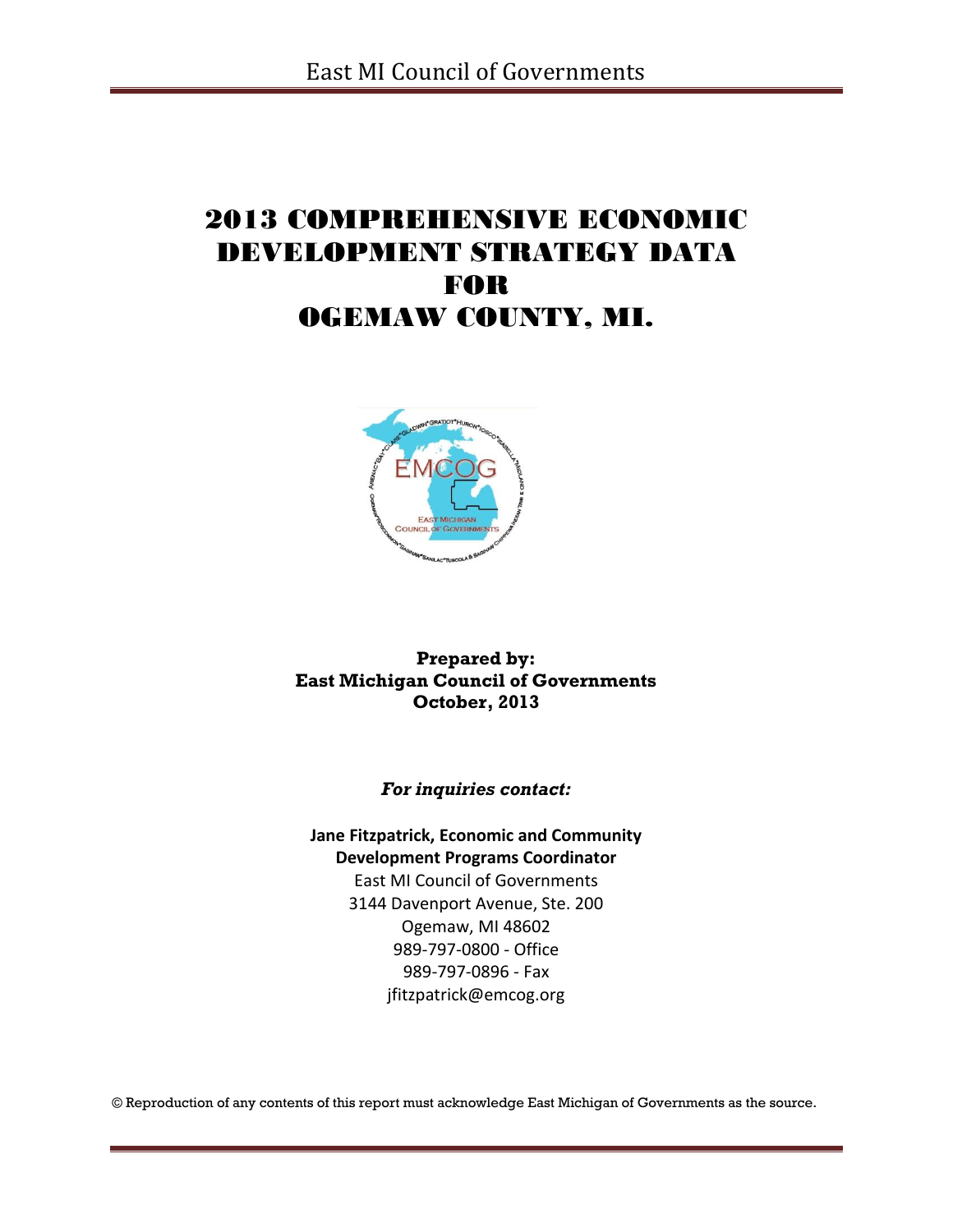# 2013 COMPREHENSIVE ECONOMIC DEVELOPMENT STRATEGY DATA FOR OGEMAW COUNTY, MI.

**Prepared by:**
**East Michigan Council of Governments**
**October, 2013**

***For inquiries contact:***

**Jane Fitzpatrick, Economic and Community Development Programs Coordinator**
East MI Council of Governments
3144 Davenport Avenue, Ste. 200
Ogemaw, MI 48602
989-797-0800 - Office
989-797-0896 - Fax
jfitzpatrick@emcog.org

© Reproduction of any contents of this report must acknowledge East Michigan of Governments as the source.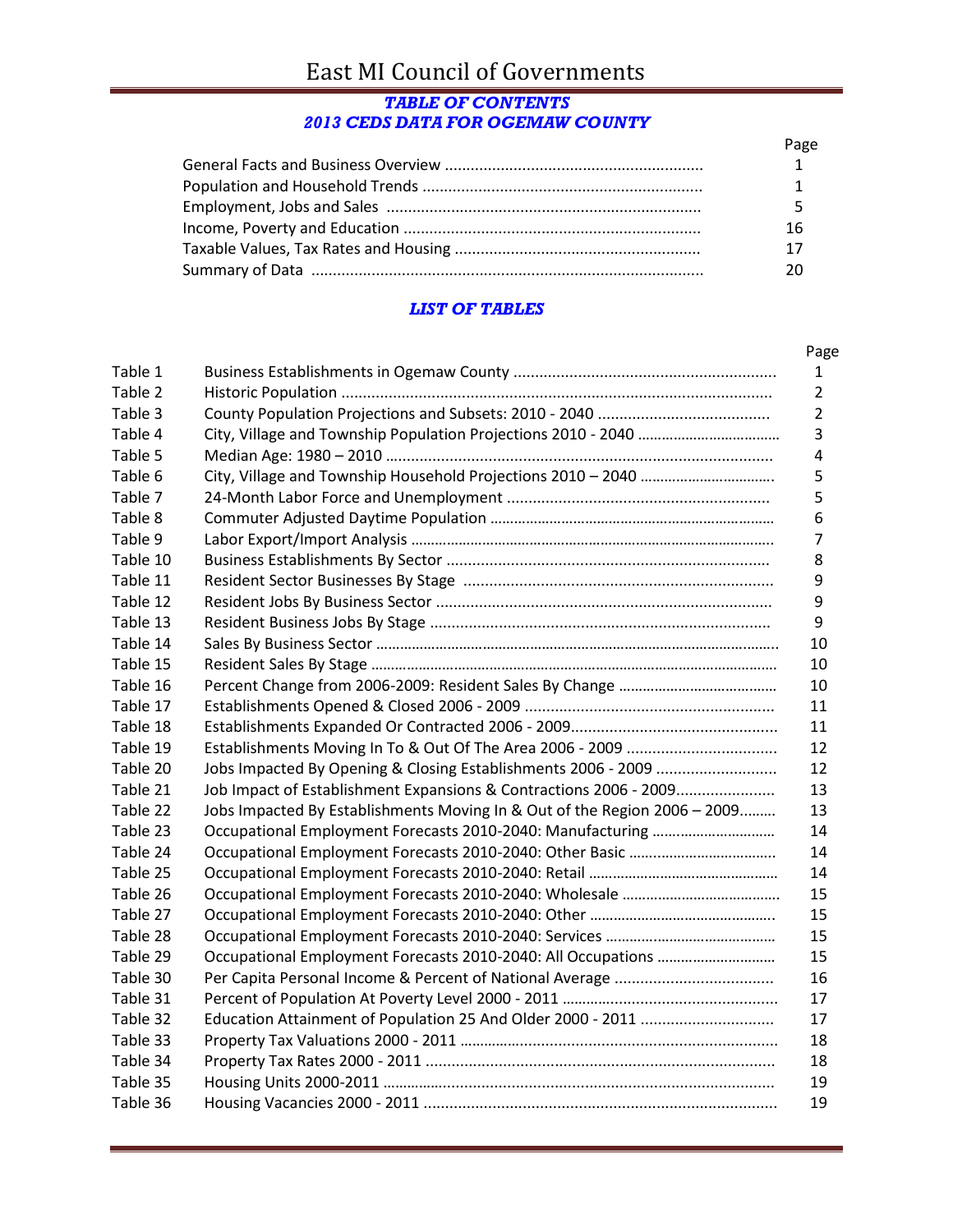# East MI Council of Governments

## *TABLE OF CONTENTS*
## *2013 CEDS DATA FOR OGEMAW COUNTY*

| | Page |
|---|---|
| General Facts and Business Overview | 1 |
| Population and Household Trends | 1 |
| Employment, Jobs and Sales | 5 |
| Income, Poverty and Education | 16 |
| Taxable Values, Tax Rates and Housing | 17 |
| Summary of Data | 20 |

## *LIST OF TABLES*

| | | Page |
|---|---|---|
| Table 1 | Business Establishments in Ogemaw County | 1 |
| Table 2 | Historic Population | 2 |
| Table 3 | County Population Projections and Subsets: 2010 - 2040 | 2 |
| Table 4 | City, Village and Township Population Projections 2010 - 2040 | 3 |
| Table 5 | Median Age: 1980 – 2010 | 4 |
| Table 6 | City, Village and Township Household Projections 2010 – 2040 | 5 |
| Table 7 | 24-Month Labor Force and Unemployment | 5 |
| Table 8 | Commuter Adjusted Daytime Population | 6 |
| Table 9 | Labor Export/Import Analysis | 7 |
| Table 10 | Business Establishments By Sector | 8 |
| Table 11 | Resident Sector Businesses By Stage | 9 |
| Table 12 | Resident Jobs By Business Sector | 9 |
| Table 13 | Resident Business Jobs By Stage | 9 |
| Table 14 | Sales By Business Sector | 10 |
| Table 15 | Resident Sales By Stage | 10 |
| Table 16 | Percent Change from 2006-2009: Resident Sales By Change | 10 |
| Table 17 | Establishments Opened & Closed 2006 - 2009 | 11 |
| Table 18 | Establishments Expanded Or Contracted 2006 - 2009 | 11 |
| Table 19 | Establishments Moving In To & Out Of The Area 2006 - 2009 | 12 |
| Table 20 | Jobs Impacted By Opening & Closing Establishments 2006 - 2009 | 12 |
| Table 21 | Job Impact of Establishment Expansions & Contractions 2006 - 2009 | 13 |
| Table 22 | Jobs Impacted By Establishments Moving In & Out of the Region 2006 – 2009 | 13 |
| Table 23 | Occupational Employment Forecasts 2010-2040: Manufacturing | 14 |
| Table 24 | Occupational Employment Forecasts 2010-2040: Other Basic | 14 |
| Table 25 | Occupational Employment Forecasts 2010-2040: Retail | 14 |
| Table 26 | Occupational Employment Forecasts 2010-2040: Wholesale | 15 |
| Table 27 | Occupational Employment Forecasts 2010-2040: Other | 15 |
| Table 28 | Occupational Employment Forecasts 2010-2040: Services | 15 |
| Table 29 | Occupational Employment Forecasts 2010-2040: All Occupations | 15 |
| Table 30 | Per Capita Personal Income & Percent of National Average | 16 |
| Table 31 | Percent of Population At Poverty Level 2000 - 2011 | 17 |
| Table 32 | Education Attainment of Population 25 And Older 2000 - 2011 | 17 |
| Table 33 | Property Tax Valuations 2000 - 2011 | 18 |
| Table 34 | Property Tax Rates 2000 - 2011 | 18 |
| Table 35 | Housing Units 2000-2011 | 19 |
| Table 36 | Housing Vacancies 2000 - 2011 | 19 |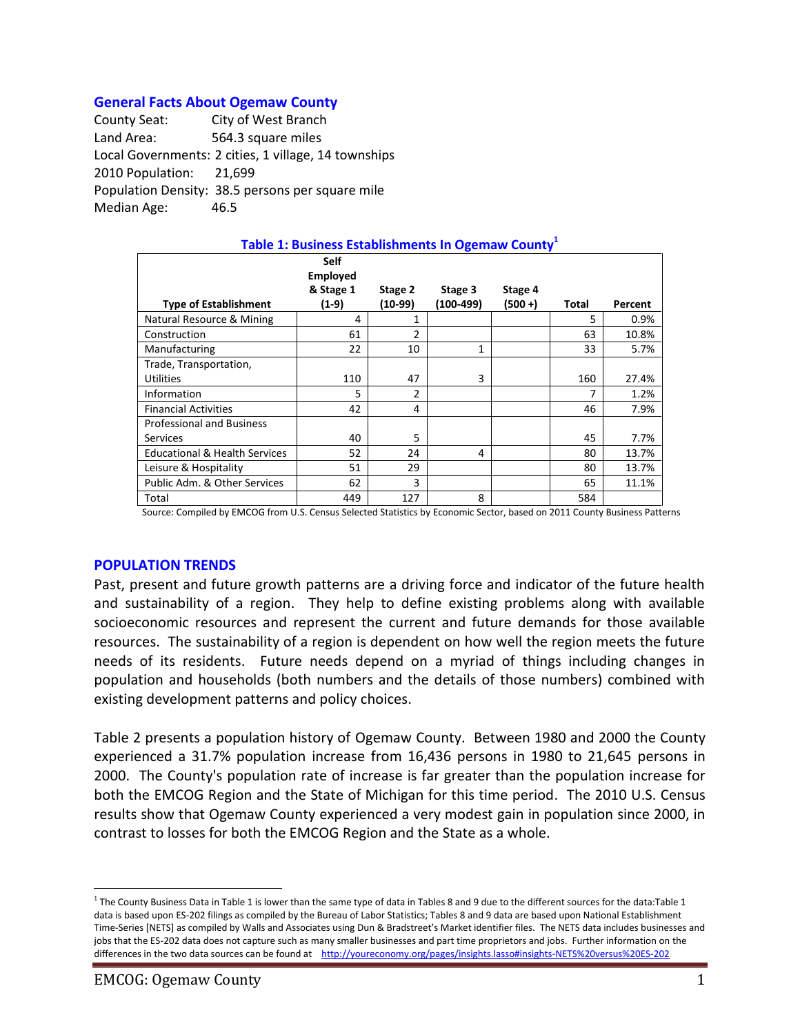## General Facts About Ogemaw County

County Seat: City of West Branch
Land Area: 564.3 square miles
Local Governments: 2 cities, 1 village, 14 townships
2010 Population: 21,699
Population Density: 38.5 persons per square mile
Median Age: 46.5

### Table 1: Business Establishments In Ogemaw County[1]

| Type of Establishment | Self Employed & Stage 1 (1-9) | Stage 2 (10-99) | Stage 3 (100-499) | Stage 4 (500 +) | Total | Percent |
|---|---|---|---|---|---|---|
| Natural Resource & Mining | 4 | 1 | | | 5 | 0.9% |
| Construction | 61 | 2 | | | 63 | 10.8% |
| Manufacturing | 22 | 10 | 1 | | 33 | 5.7% |
| Trade, Transportation, Utilities | 110 | 47 | 3 | | 160 | 27.4% |
| Information | 5 | 2 | | | 7 | 1.2% |
| Financial Activities | 42 | 4 | | | 46 | 7.9% |
| Professional and Business Services | 40 | 5 | | | 45 | 7.7% |
| Educational & Health Services | 52 | 24 | 4 | | 80 | 13.7% |
| Leisure & Hospitality | 51 | 29 | | | 80 | 13.7% |
| Public Adm. & Other Services | 62 | 3 | | | 65 | 11.1% |
| Total | 449 | 127 | 8 | | 584 | |

Source: Compiled by EMCOG from U.S. Census Selected Statistics by Economic Sector, based on 2011 County Business Patterns

## POPULATION TRENDS

Past, present and future growth patterns are a driving force and indicator of the future health and sustainability of a region. They help to define existing problems along with available socioeconomic resources and represent the current and future demands for those available resources. The sustainability of a region is dependent on how well the region meets the future needs of its residents. Future needs depend on a myriad of things including changes in population and households (both numbers and the details of those numbers) combined with existing development patterns and policy choices.

Table 2 presents a population history of Ogemaw County. Between 1980 and 2000 the County experienced a 31.7% population increase from 16,436 persons in 1980 to 21,645 persons in 2000. The County's population rate of increase is far greater than the population increase for both the EMCOG Region and the State of Michigan for this time period. The 2010 U.S. Census results show that Ogemaw County experienced a very modest gain in population since 2000, in contrast to losses for both the EMCOG Region and the State as a whole.

---

[1] The County Business Data in Table 1 is lower than the same type of data in Tables 8 and 9 due to the different sources for the data:Table 1 data is based upon ES-202 filings as compiled by the Bureau of Labor Statistics; Tables 8 and 9 data are based upon National Establishment Time-Series [NETS] as compiled by Walls and Associates using Dun & Bradstreet's Market identifier files. The NETS data includes businesses and jobs that the ES-202 data does not capture such as many smaller businesses and part time proprietors and jobs. Further information on the differences in the two data sources can be found at http://youreconomy.org/pages/insights.lasso#insights-NETS%20versus%20ES-202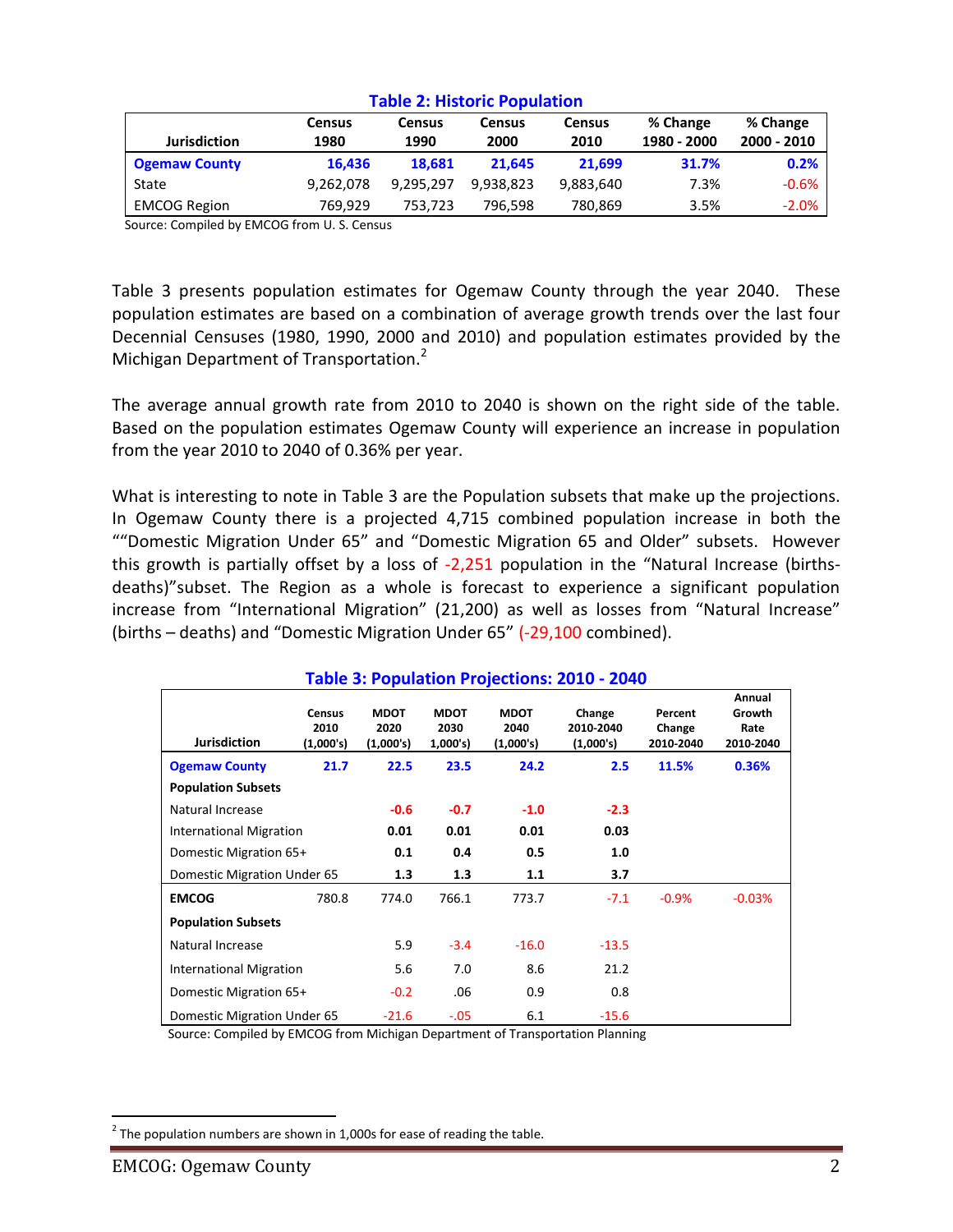**Table 2: Historic Population**

| Jurisdiction | Census 1980 | Census 1990 | Census 2000 | Census 2010 | % Change 1980 - 2000 | % Change 2000 - 2010 |
|---|---|---|---|---|---|---|
| **Ogemaw County** | **16,436** | **18,681** | **21,645** | **21,699** | **31.7%** | **0.2%** |
| State | 9,262,078 | 9,295,297 | 9,938,823 | 9,883,640 | 7.3% | -0.6% |
| EMCOG Region | 769,929 | 753,723 | 796,598 | 780,869 | 3.5% | -2.0% |

Source: Compiled by EMCOG from U. S. Census

Table 3 presents population estimates for Ogemaw County through the year 2040. These population estimates are based on a combination of average growth trends over the last four Decennial Censuses (1980, 1990, 2000 and 2010) and population estimates provided by the Michigan Department of Transportation.[2]

The average annual growth rate from 2010 to 2040 is shown on the right side of the table. Based on the population estimates Ogemaw County will experience an increase in population from the year 2010 to 2040 of 0.36% per year.

What is interesting to note in Table 3 are the Population subsets that make up the projections. In Ogemaw County there is a projected 4,715 combined population increase in both the ""Domestic Migration Under 65" and "Domestic Migration 65 and Older" subsets. However this growth is partially offset by a loss of -2,251 population in the "Natural Increase (births-deaths)"subset. The Region as a whole is forecast to experience a significant population increase from "International Migration" (21,200) as well as losses from "Natural Increase" (births – deaths) and "Domestic Migration Under 65" (-29,100 combined).

**Table 3: Population Projections: 2010 - 2040**

| Jurisdiction | Census 2010 (1,000's) | MDOT 2020 (1,000's) | MDOT 2030 1,000's) | MDOT 2040 (1,000's) | Change 2010-2040 (1,000's) | Percent Change 2010-2040 | Annual Growth Rate 2010-2040 |
|---|---|---|---|---|---|---|---|
| **Ogemaw County** | **21.7** | **22.5** | **23.5** | **24.2** | **2.5** | **11.5%** | **0.36%** |
| **Population Subsets** | | | | | | | |
| Natural Increase | | **-0.6** | **-0.7** | **-1.0** | **-2.3** | | |
| International Migration | | **0.01** | **0.01** | **0.01** | **0.03** | | |
| Domestic Migration 65+ | | **0.1** | **0.4** | **0.5** | **1.0** | | |
| Domestic Migration Under 65 | | **1.3** | **1.3** | **1.1** | **3.7** | | |
| **EMCOG** | 780.8 | 774.0 | 766.1 | 773.7 | -7.1 | -0.9% | -0.03% |
| **Population Subsets** | | | | | | | |
| Natural Increase | | 5.9 | -3.4 | -16.0 | -13.5 | | |
| International Migration | | 5.6 | 7.0 | 8.6 | 21.2 | | |
| Domestic Migration 65+ | | -0.2 | .06 | 0.9 | 0.8 | | |
| Domestic Migration Under 65 | | -21.6 | -.05 | 6.1 | -15.6 | | |

Source: Compiled by EMCOG from Michigan Department of Transportation Planning

[2] The population numbers are shown in 1,000s for ease of reading the table.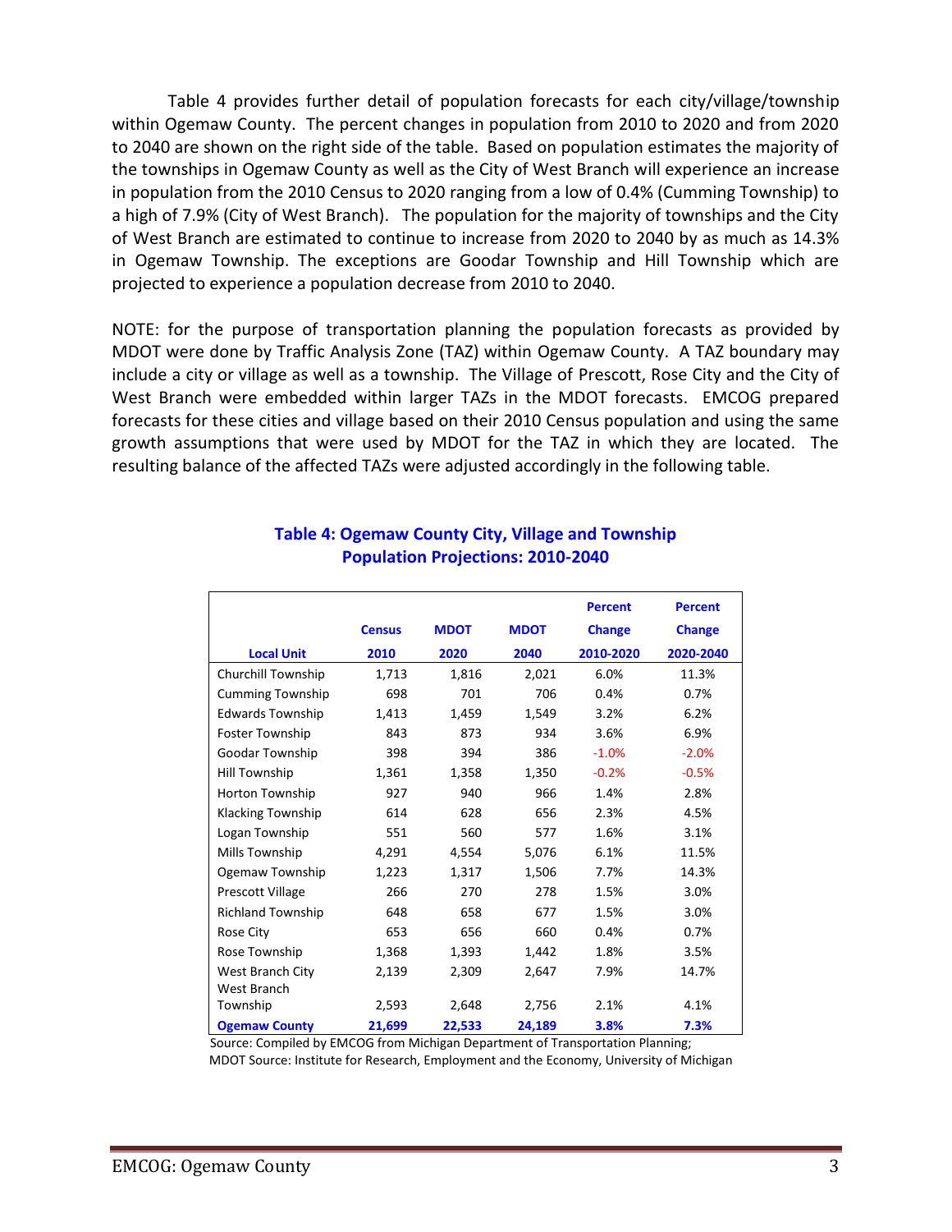Table 4 provides further detail of population forecasts for each city/village/township within Ogemaw County. The percent changes in population from 2010 to 2020 and from 2020 to 2040 are shown on the right side of the table. Based on population estimates the majority of the townships in Ogemaw County as well as the City of West Branch will experience an increase in population from the 2010 Census to 2020 ranging from a low of 0.4% (Cumming Township) to a high of 7.9% (City of West Branch). The population for the majority of townships and the City of West Branch are estimated to continue to increase from 2020 to 2040 by as much as 14.3% in Ogemaw Township. The exceptions are Goodar Township and Hill Township which are projected to experience a population decrease from 2010 to 2040.

NOTE: for the purpose of transportation planning the population forecasts as provided by MDOT were done by Traffic Analysis Zone (TAZ) within Ogemaw County. A TAZ boundary may include a city or village as well as a township. The Village of Prescott, Rose City and the City of West Branch were embedded within larger TAZs in the MDOT forecasts. EMCOG prepared forecasts for these cities and village based on their 2010 Census population and using the same growth assumptions that were used by MDOT for the TAZ in which they are located. The resulting balance of the affected TAZs were adjusted accordingly in the following table.

## Table 4: Ogemaw County City, Village and Township Population Projections: 2010-2040

| Local Unit | Census 2010 | MDOT 2020 | MDOT 2040 | Percent Change 2010-2020 | Percent Change 2020-2040 |
|---|---|---|---|---|---|
| Churchill Township | 1,713 | 1,816 | 2,021 | 6.0% | 11.3% |
| Cumming Township | 698 | 701 | 706 | 0.4% | 0.7% |
| Edwards Township | 1,413 | 1,459 | 1,549 | 3.2% | 6.2% |
| Foster Township | 843 | 873 | 934 | 3.6% | 6.9% |
| Goodar Township | 398 | 394 | 386 | -1.0% | -2.0% |
| Hill Township | 1,361 | 1,358 | 1,350 | -0.2% | -0.5% |
| Horton Township | 927 | 940 | 966 | 1.4% | 2.8% |
| Klacking Township | 614 | 628 | 656 | 2.3% | 4.5% |
| Logan Township | 551 | 560 | 577 | 1.6% | 3.1% |
| Mills Township | 4,291 | 4,554 | 5,076 | 6.1% | 11.5% |
| Ogemaw Township | 1,223 | 1,317 | 1,506 | 7.7% | 14.3% |
| Prescott Village | 266 | 270 | 278 | 1.5% | 3.0% |
| Richland Township | 648 | 658 | 677 | 1.5% | 3.0% |
| Rose City | 653 | 656 | 660 | 0.4% | 0.7% |
| Rose Township | 1,368 | 1,393 | 1,442 | 1.8% | 3.5% |
| West Branch City | 2,139 | 2,309 | 2,647 | 7.9% | 14.7% |
| West Branch Township | 2,593 | 2,648 | 2,756 | 2.1% | 4.1% |
| **Ogemaw County** | **21,699** | **22,533** | **24,189** | **3.8%** | **7.3%** |

Source: Compiled by EMCOG from Michigan Department of Transportation Planning;
MDOT Source: Institute for Research, Employment and the Economy, University of Michigan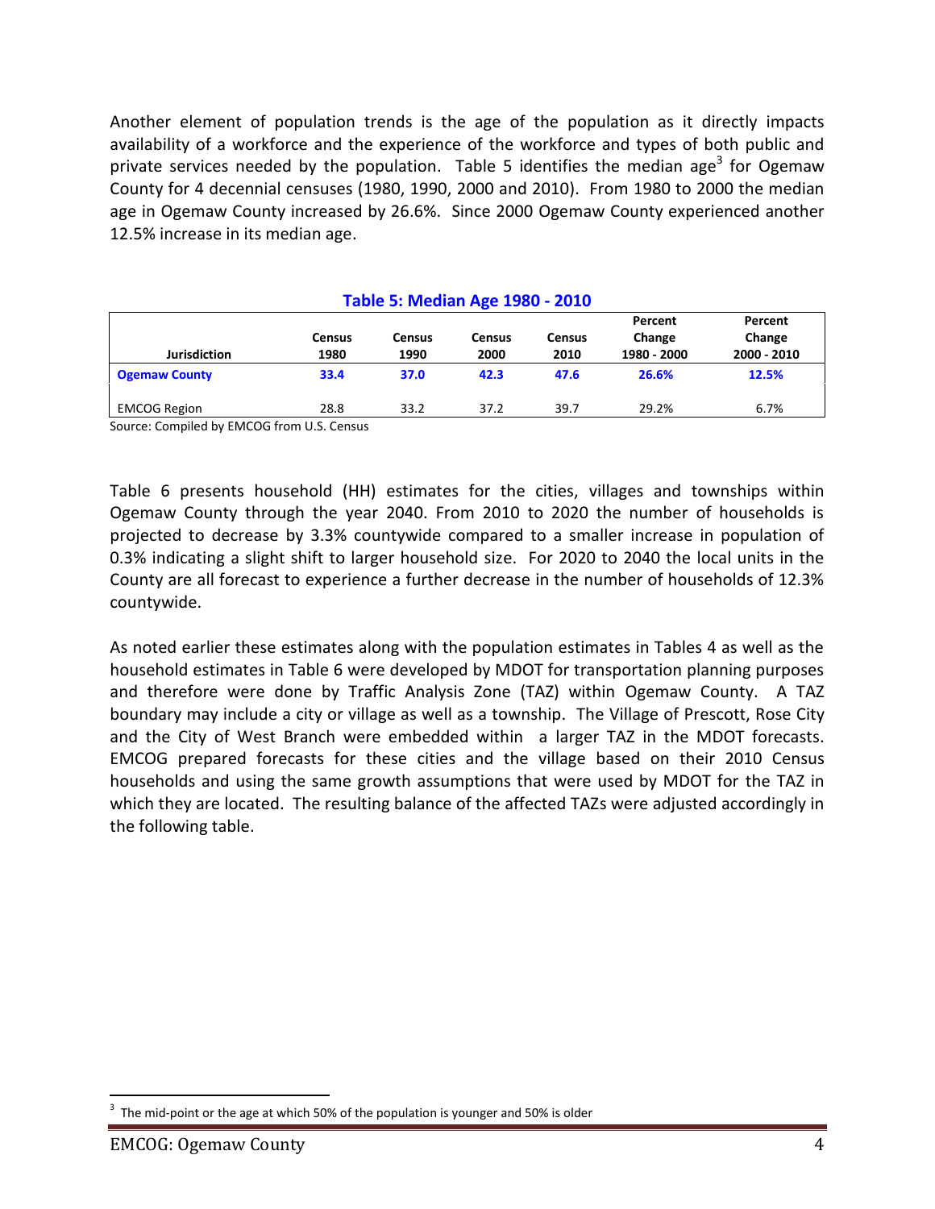Another element of population trends is the age of the population as it directly impacts availability of a workforce and the experience of the workforce and types of both public and private services needed by the population. Table 5 identifies the median age[3] for Ogemaw County for 4 decennial censuses (1980, 1990, 2000 and 2010). From 1980 to 2000 the median age in Ogemaw County increased by 26.6%. Since 2000 Ogemaw County experienced another 12.5% increase in its median age.

### Table 5: Median Age 1980 - 2010

| Jurisdiction | Census 1980 | Census 1990 | Census 2000 | Census 2010 | Percent Change 1980 - 2000 | Percent Change 2000 - 2010 |
|---|---|---|---|---|---|---|
| **Ogemaw County** | **33.4** | **37.0** | **42.3** | **47.6** | **26.6%** | **12.5%** |
| EMCOG Region | 28.8 | 33.2 | 37.2 | 39.7 | 29.2% | 6.7% |

Source: Compiled by EMCOG from U.S. Census

Table 6 presents household (HH) estimates for the cities, villages and townships within Ogemaw County through the year 2040. From 2010 to 2020 the number of households is projected to decrease by 3.3% countywide compared to a smaller increase in population of 0.3% indicating a slight shift to larger household size. For 2020 to 2040 the local units in the County are all forecast to experience a further decrease in the number of households of 12.3% countywide.

As noted earlier these estimates along with the population estimates in Tables 4 as well as the household estimates in Table 6 were developed by MDOT for transportation planning purposes and therefore were done by Traffic Analysis Zone (TAZ) within Ogemaw County. A TAZ boundary may include a city or village as well as a township. The Village of Prescott, Rose City and the City of West Branch were embedded within a larger TAZ in the MDOT forecasts. EMCOG prepared forecasts for these cities and the village based on their 2010 Census households and using the same growth assumptions that were used by MDOT for the TAZ in which they are located. The resulting balance of the affected TAZs were adjusted accordingly in the following table.

[3] The mid-point or the age at which 50% of the population is younger and 50% is older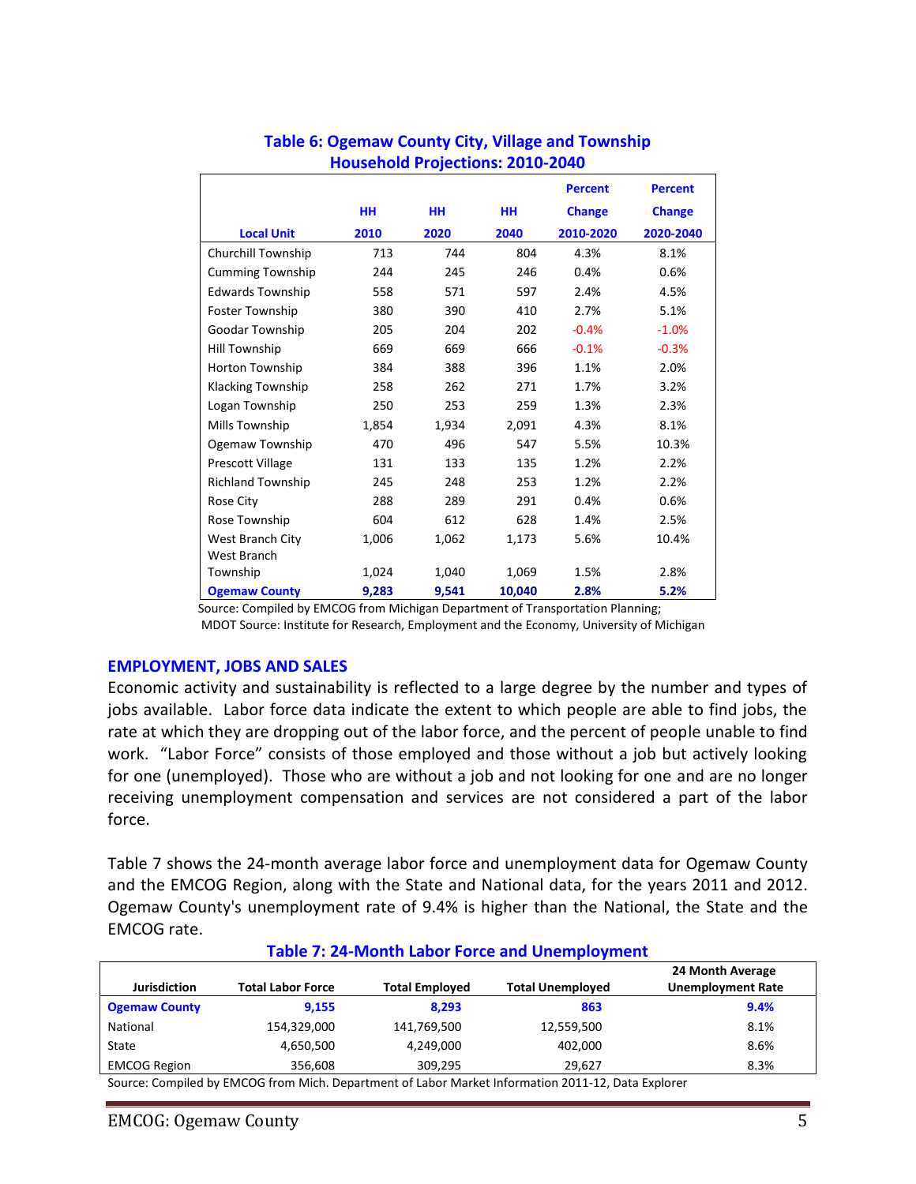**Table 6: Ogemaw County City, Village and Township Household Projections: 2010-2040**

| Local Unit | HH 2010 | HH 2020 | HH 2040 | Percent Change 2010-2020 | Percent Change 2020-2040 |
|---|---|---|---|---|---|
| Churchill Township | 713 | 744 | 804 | 4.3% | 8.1% |
| Cumming Township | 244 | 245 | 246 | 0.4% | 0.6% |
| Edwards Township | 558 | 571 | 597 | 2.4% | 4.5% |
| Foster Township | 380 | 390 | 410 | 2.7% | 5.1% |
| Goodar Township | 205 | 204 | 202 | -0.4% | -1.0% |
| Hill Township | 669 | 669 | 666 | -0.1% | -0.3% |
| Horton Township | 384 | 388 | 396 | 1.1% | 2.0% |
| Klacking Township | 258 | 262 | 271 | 1.7% | 3.2% |
| Logan Township | 250 | 253 | 259 | 1.3% | 2.3% |
| Mills Township | 1,854 | 1,934 | 2,091 | 4.3% | 8.1% |
| Ogemaw Township | 470 | 496 | 547 | 5.5% | 10.3% |
| Prescott Village | 131 | 133 | 135 | 1.2% | 2.2% |
| Richland Township | 245 | 248 | 253 | 1.2% | 2.2% |
| Rose City | 288 | 289 | 291 | 0.4% | 0.6% |
| Rose Township | 604 | 612 | 628 | 1.4% | 2.5% |
| West Branch City | 1,006 | 1,062 | 1,173 | 5.6% | 10.4% |
| West Branch Township | 1,024 | 1,040 | 1,069 | 1.5% | 2.8% |
| **Ogemaw County** | **9,283** | **9,541** | **10,040** | **2.8%** | **5.2%** |

Source: Compiled by EMCOG from Michigan Department of Transportation Planning;
MDOT Source: Institute for Research, Employment and the Economy, University of Michigan

## EMPLOYMENT, JOBS AND SALES

Economic activity and sustainability is reflected to a large degree by the number and types of jobs available. Labor force data indicate the extent to which people are able to find jobs, the rate at which they are dropping out of the labor force, and the percent of people unable to find work. "Labor Force" consists of those employed and those without a job but actively looking for one (unemployed). Those who are without a job and not looking for one and are no longer receiving unemployment compensation and services are not considered a part of the labor force.

Table 7 shows the 24-month average labor force and unemployment data for Ogemaw County and the EMCOG Region, along with the State and National data, for the years 2011 and 2012. Ogemaw County's unemployment rate of 9.4% is higher than the National, the State and the EMCOG rate.

**Table 7: 24-Month Labor Force and Unemployment**

| Jurisdiction | Total Labor Force | Total Employed | Total Unemployed | 24 Month Average Unemployment Rate |
|---|---|---|---|---|
| **Ogemaw County** | **9,155** | **8,293** | **863** | **9.4%** |
| National | 154,329,000 | 141,769,500 | 12,559,500 | 8.1% |
| State | 4,650,500 | 4,249,000 | 402,000 | 8.6% |
| EMCOG Region | 356,608 | 309,295 | 29,627 | 8.3% |

Source: Compiled by EMCOG from Mich. Department of Labor Market Information 2011-12, Data Explorer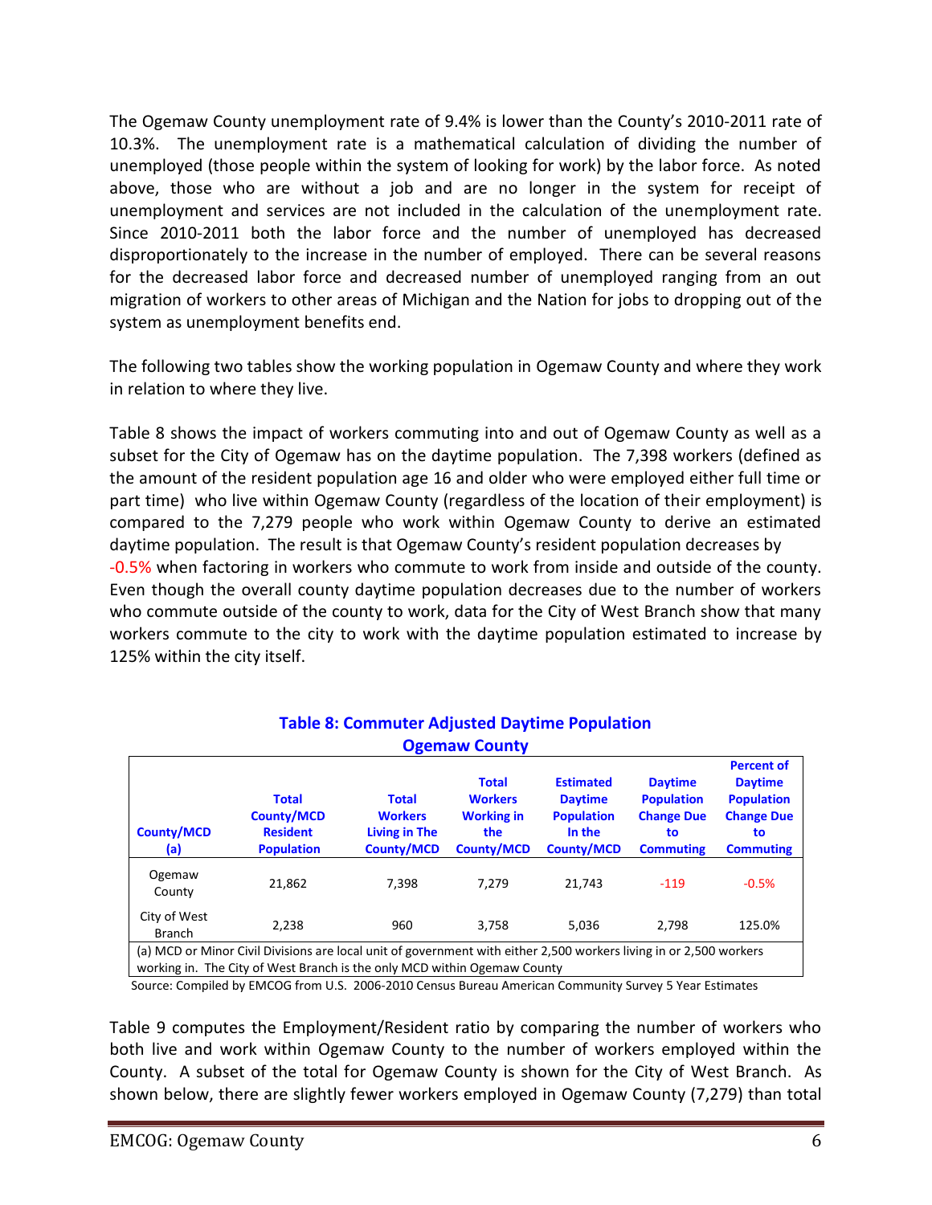The Ogemaw County unemployment rate of 9.4% is lower than the County's 2010-2011 rate of 10.3%. The unemployment rate is a mathematical calculation of dividing the number of unemployed (those people within the system of looking for work) by the labor force. As noted above, those who are without a job and are no longer in the system for receipt of unemployment and services are not included in the calculation of the unemployment rate. Since 2010-2011 both the labor force and the number of unemployed has decreased disproportionately to the increase in the number of employed. There can be several reasons for the decreased labor force and decreased number of unemployed ranging from an out migration of workers to other areas of Michigan and the Nation for jobs to dropping out of the system as unemployment benefits end.

The following two tables show the working population in Ogemaw County and where they work in relation to where they live.

Table 8 shows the impact of workers commuting into and out of Ogemaw County as well as a subset for the City of Ogemaw has on the daytime population. The 7,398 workers (defined as the amount of the resident population age 16 and older who were employed either full time or part time) who live within Ogemaw County (regardless of the location of their employment) is compared to the 7,279 people who work within Ogemaw County to derive an estimated daytime population. The result is that Ogemaw County's resident population decreases by -0.5% when factoring in workers who commute to work from inside and outside of the county. Even though the overall county daytime population decreases due to the number of workers who commute outside of the county to work, data for the City of West Branch show that many workers commute to the city to work with the daytime population estimated to increase by 125% within the city itself.

**Table 8: Commuter Adjusted Daytime Population**
**Ogemaw County**

| County/MCD (a) | Total County/MCD Resident Population | Total Workers Living in The County/MCD | Total Workers Working in the County/MCD | Estimated Daytime Population In the County/MCD | Daytime Population Change Due to Commuting | Percent of Daytime Population Change Due to Commuting |
|---|---|---|---|---|---|---|
| Ogemaw County | 21,862 | 7,398 | 7,279 | 21,743 | -119 | -0.5% |
| City of West Branch | 2,238 | 960 | 3,758 | 5,036 | 2,798 | 125.0% |

(a) MCD or Minor Civil Divisions are local unit of government with either 2,500 workers living in or 2,500 workers working in. The City of West Branch is the only MCD within Ogemaw County

Source: Compiled by EMCOG from U.S. 2006-2010 Census Bureau American Community Survey 5 Year Estimates

Table 9 computes the Employment/Resident ratio by comparing the number of workers who both live and work within Ogemaw County to the number of workers employed within the County. A subset of the total for Ogemaw County is shown for the City of West Branch. As shown below, there are slightly fewer workers employed in Ogemaw County (7,279) than total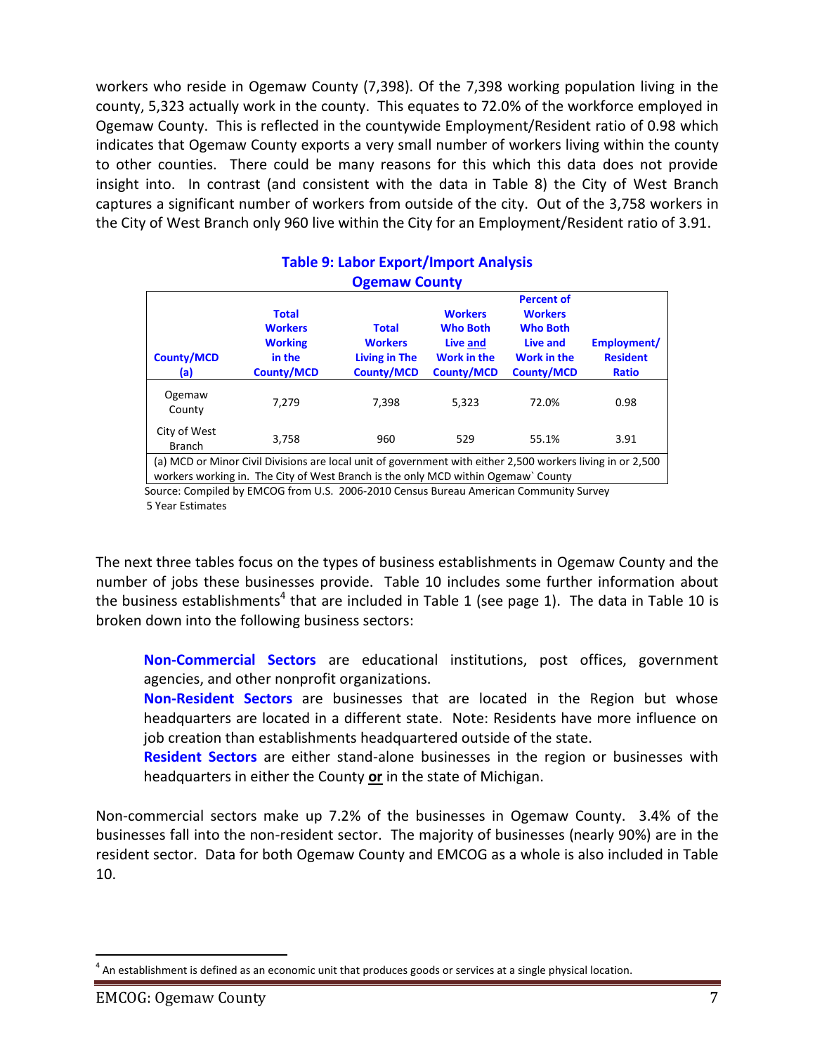workers who reside in Ogemaw County (7,398). Of the 7,398 working population living in the county, 5,323 actually work in the county. This equates to 72.0% of the workforce employed in Ogemaw County. This is reflected in the countywide Employment/Resident ratio of 0.98 which indicates that Ogemaw County exports a very small number of workers living within the county to other counties. There could be many reasons for this which this data does not provide insight into. In contrast (and consistent with the data in Table 8) the City of West Branch captures a significant number of workers from outside of the city. Out of the 3,758 workers in the City of West Branch only 960 live within the City for an Employment/Resident ratio of 3.91.

**Table 9: Labor Export/Import Analysis**
**Ogemaw County**

| County/MCD (a) | Total Workers Working in the County/MCD | Total Workers Living in The County/MCD | Workers Who Both Live and Work in the County/MCD | Percent of Workers Who Both Live and Work in the County/MCD | Employment/ Resident Ratio |
|---|---|---|---|---|---|
| Ogemaw County | 7,279 | 7,398 | 5,323 | 72.0% | 0.98 |
| City of West Branch | 3,758 | 960 | 529 | 55.1% | 3.91 |

(a) MCD or Minor Civil Divisions are local unit of government with either 2,500 workers living in or 2,500 workers working in. The City of West Branch is the only MCD within Ogemaw` County

Source: Compiled by EMCOG from U.S. 2006-2010 Census Bureau American Community Survey 5 Year Estimates

The next three tables focus on the types of business establishments in Ogemaw County and the number of jobs these businesses provide. Table 10 includes some further information about the business establishments[4] that are included in Table 1 (see page 1). The data in Table 10 is broken down into the following business sectors:

**Non-Commercial Sectors** are educational institutions, post offices, government agencies, and other nonprofit organizations.
**Non-Resident Sectors** are businesses that are located in the Region but whose headquarters are located in a different state. Note: Residents have more influence on job creation than establishments headquartered outside of the state.
**Resident Sectors** are either stand-alone businesses in the region or businesses with headquarters in either the County **or** in the state of Michigan.

Non-commercial sectors make up 7.2% of the businesses in Ogemaw County. 3.4% of the businesses fall into the non-resident sector. The majority of businesses (nearly 90%) are in the resident sector. Data for both Ogemaw County and EMCOG as a whole is also included in Table 10.

[4] An establishment is defined as an economic unit that produces goods or services at a single physical location.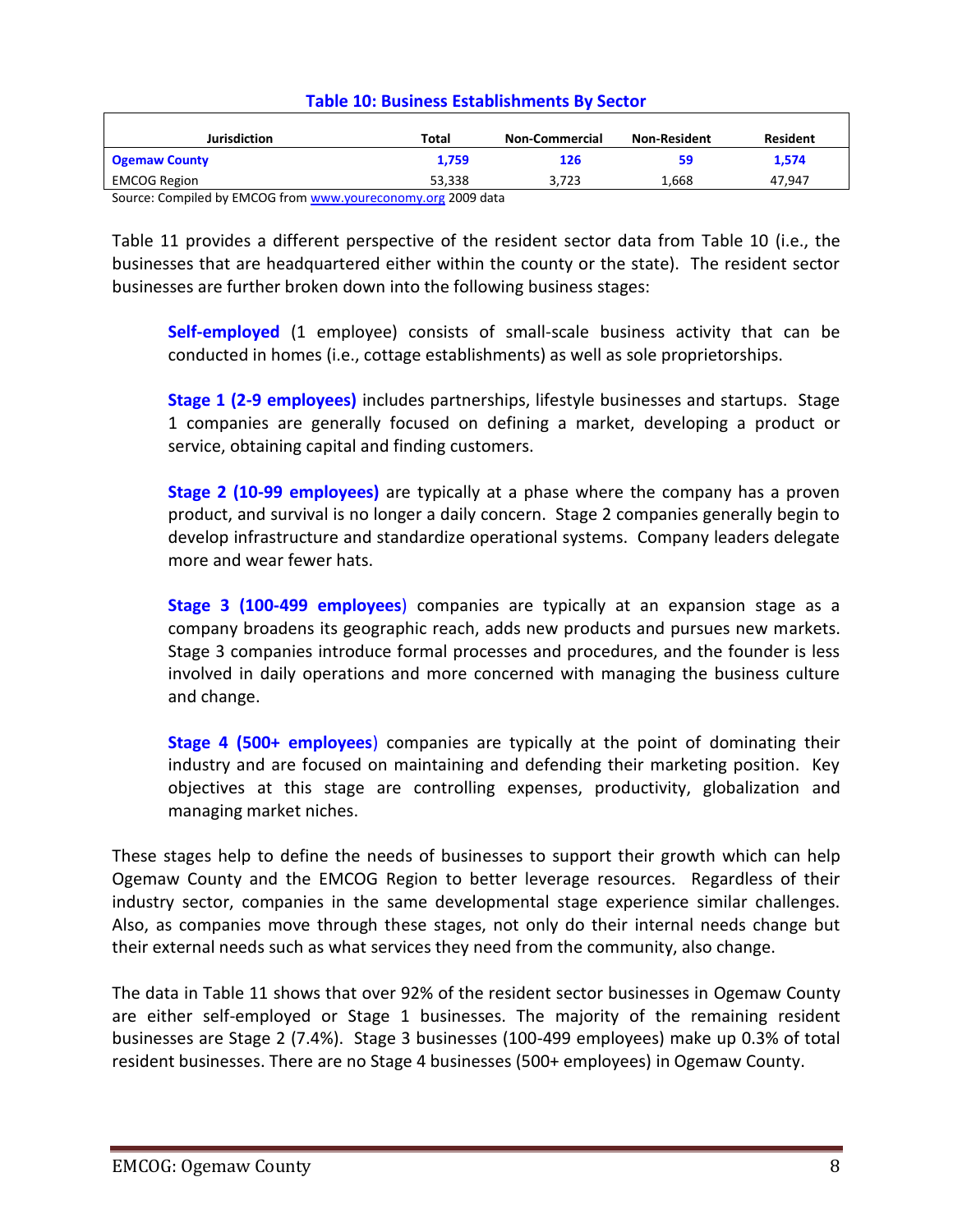**Table 10: Business Establishments By Sector**

| Jurisdiction | Total | Non-Commercial | Non-Resident | Resident |
|---|---|---|---|---|
| **Ogemaw County** | **1,759** | **126** | **59** | **1,574** |
| EMCOG Region | 53,338 | 3,723 | 1,668 | 47,947 |

Source: Compiled by EMCOG from www.youreconomy.org 2009 data

Table 11 provides a different perspective of the resident sector data from Table 10 (i.e., the businesses that are headquartered either within the county or the state). The resident sector businesses are further broken down into the following business stages:

> **Self-employed** (1 employee) consists of small-scale business activity that can be conducted in homes (i.e., cottage establishments) as well as sole proprietorships.
>
> **Stage 1 (2-9 employees)** includes partnerships, lifestyle businesses and startups. Stage 1 companies are generally focused on defining a market, developing a product or service, obtaining capital and finding customers.
>
> **Stage 2 (10-99 employees)** are typically at a phase where the company has a proven product, and survival is no longer a daily concern. Stage 2 companies generally begin to develop infrastructure and standardize operational systems. Company leaders delegate more and wear fewer hats.
>
> **Stage 3 (100-499 employees)** companies are typically at an expansion stage as a company broadens its geographic reach, adds new products and pursues new markets. Stage 3 companies introduce formal processes and procedures, and the founder is less involved in daily operations and more concerned with managing the business culture and change.
>
> **Stage 4 (500+ employees)** companies are typically at the point of dominating their industry and are focused on maintaining and defending their marketing position. Key objectives at this stage are controlling expenses, productivity, globalization and managing market niches.

These stages help to define the needs of businesses to support their growth which can help Ogemaw County and the EMCOG Region to better leverage resources. Regardless of their industry sector, companies in the same developmental stage experience similar challenges. Also, as companies move through these stages, not only do their internal needs change but their external needs such as what services they need from the community, also change.

The data in Table 11 shows that over 92% of the resident sector businesses in Ogemaw County are either self-employed or Stage 1 businesses. The majority of the remaining resident businesses are Stage 2 (7.4%). Stage 3 businesses (100-499 employees) make up 0.3% of total resident businesses. There are no Stage 4 businesses (500+ employees) in Ogemaw County.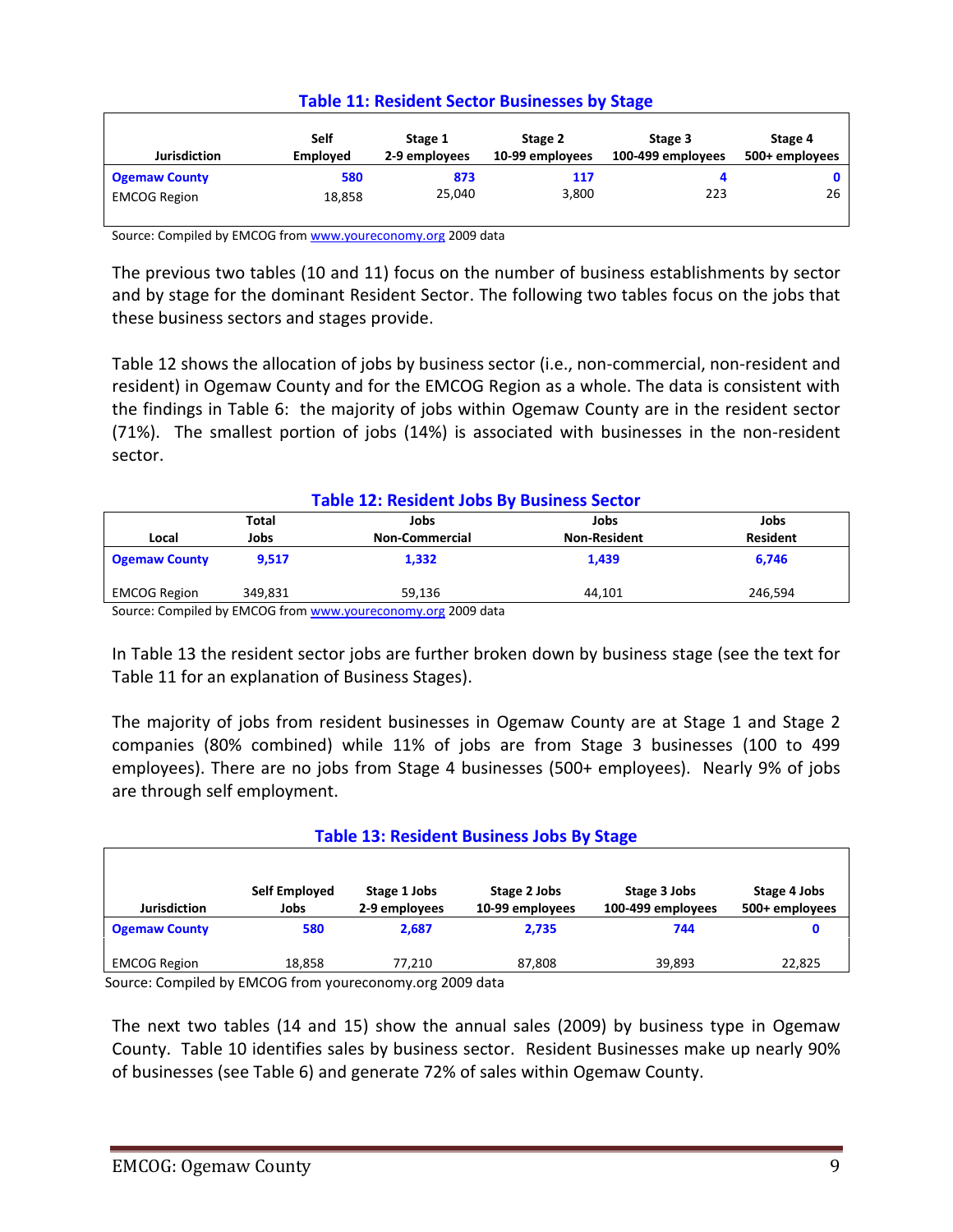**Table 11: Resident Sector Businesses by Stage**

| Jurisdiction | Self Employed | Stage 1 2-9 employees | Stage 2 10-99 employees | Stage 3 100-499 employees | Stage 4 500+ employees |
|---|---|---|---|---|---|
| **Ogemaw County** | **580** | **873** | **117** | **4** | **0** |
| EMCOG Region | 18,858 | 25,040 | 3,800 | 223 | 26 |

Source: Compiled by EMCOG from www.youreconomy.org 2009 data

The previous two tables (10 and 11) focus on the number of business establishments by sector and by stage for the dominant Resident Sector. The following two tables focus on the jobs that these business sectors and stages provide.

Table 12 shows the allocation of jobs by business sector (i.e., non-commercial, non-resident and resident) in Ogemaw County and for the EMCOG Region as a whole. The data is consistent with the findings in Table 6: the majority of jobs within Ogemaw County are in the resident sector (71%). The smallest portion of jobs (14%) is associated with businesses in the non-resident sector.

**Table 12: Resident Jobs By Business Sector**

| Local | Total Jobs | Jobs Non-Commercial | Jobs Non-Resident | Jobs Resident |
|---|---|---|---|---|
| **Ogemaw County** | **9,517** | **1,332** | **1,439** | **6,746** |
| EMCOG Region | 349,831 | 59,136 | 44,101 | 246,594 |

Source: Compiled by EMCOG from www.youreconomy.org 2009 data

In Table 13 the resident sector jobs are further broken down by business stage (see the text for Table 11 for an explanation of Business Stages).

The majority of jobs from resident businesses in Ogemaw County are at Stage 1 and Stage 2 companies (80% combined) while 11% of jobs are from Stage 3 businesses (100 to 499 employees). There are no jobs from Stage 4 businesses (500+ employees). Nearly 9% of jobs are through self employment.

**Table 13: Resident Business Jobs By Stage**

| Jurisdiction | Self Employed Jobs | Stage 1 Jobs 2-9 employees | Stage 2 Jobs 10-99 employees | Stage 3 Jobs 100-499 employees | Stage 4 Jobs 500+ employees |
|---|---|---|---|---|---|
| **Ogemaw County** | **580** | **2,687** | **2,735** | **744** | **0** |
| EMCOG Region | 18,858 | 77,210 | 87,808 | 39,893 | 22,825 |

Source: Compiled by EMCOG from youreconomy.org 2009 data

The next two tables (14 and 15) show the annual sales (2009) by business type in Ogemaw County. Table 10 identifies sales by business sector. Resident Businesses make up nearly 90% of businesses (see Table 6) and generate 72% of sales within Ogemaw County.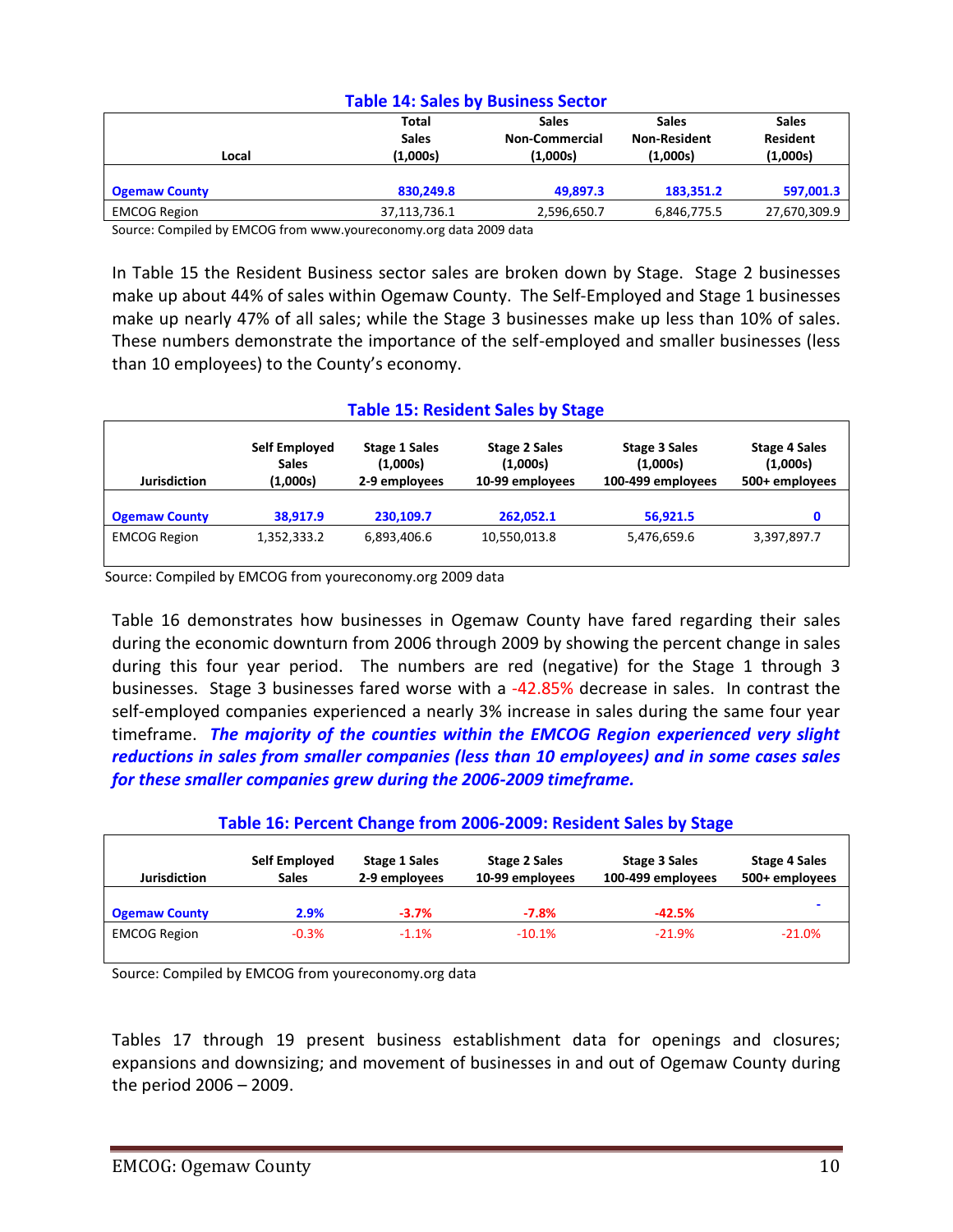**Table 14: Sales by Business Sector**

| Local | Total Sales (1,000s) | Sales Non-Commercial (1,000s) | Sales Non-Resident (1,000s) | Sales Resident (1,000s) |
|---|---|---|---|---|
| **Ogemaw County** | **830,249.8** | **49,897.3** | **183,351.2** | **597,001.3** |
| EMCOG Region | 37,113,736.1 | 2,596,650.7 | 6,846,775.5 | 27,670,309.9 |

Source: Compiled by EMCOG from www.youreconomy.org data 2009 data

In Table 15 the Resident Business sector sales are broken down by Stage. Stage 2 businesses make up about 44% of sales within Ogemaw County. The Self-Employed and Stage 1 businesses make up nearly 47% of all sales; while the Stage 3 businesses make up less than 10% of sales. These numbers demonstrate the importance of the self-employed and smaller businesses (less than 10 employees) to the County's economy.

**Table 15: Resident Sales by Stage**

| Jurisdiction | Self Employed Sales (1,000s) | Stage 1 Sales (1,000s) 2-9 employees | Stage 2 Sales (1,000s) 10-99 employees | Stage 3 Sales (1,000s) 100-499 employees | Stage 4 Sales (1,000s) 500+ employees |
|---|---|---|---|---|---|
| **Ogemaw County** | **38,917.9** | **230,109.7** | **262,052.1** | **56,921.5** | **0** |
| EMCOG Region | 1,352,333.2 | 6,893,406.6 | 10,550,013.8 | 5,476,659.6 | 3,397,897.7 |

Source: Compiled by EMCOG from youreconomy.org 2009 data

Table 16 demonstrates how businesses in Ogemaw County have fared regarding their sales during the economic downturn from 2006 through 2009 by showing the percent change in sales during this four year period. The numbers are red (negative) for the Stage 1 through 3 businesses. Stage 3 businesses fared worse with a -42.85% decrease in sales. In contrast the self-employed companies experienced a nearly 3% increase in sales during the same four year timeframe. ***The majority of the counties within the EMCOG Region experienced very slight reductions in sales from smaller companies (less than 10 employees) and in some cases sales for these smaller companies grew during the 2006-2009 timeframe.***

**Table 16: Percent Change from 2006-2009: Resident Sales by Stage**

| Jurisdiction | Self Employed Sales | Stage 1 Sales 2-9 employees | Stage 2 Sales 10-99 employees | Stage 3 Sales 100-499 employees | Stage 4 Sales 500+ employees |
|---|---|---|---|---|---|
| **Ogemaw County** | **2.9%** | **-3.7%** | **-7.8%** | **-42.5%** | **-** |
| EMCOG Region | -0.3% | -1.1% | -10.1% | -21.9% | -21.0% |

Source: Compiled by EMCOG from youreconomy.org data

Tables 17 through 19 present business establishment data for openings and closures; expansions and downsizing; and movement of businesses in and out of Ogemaw County during the period 2006 – 2009.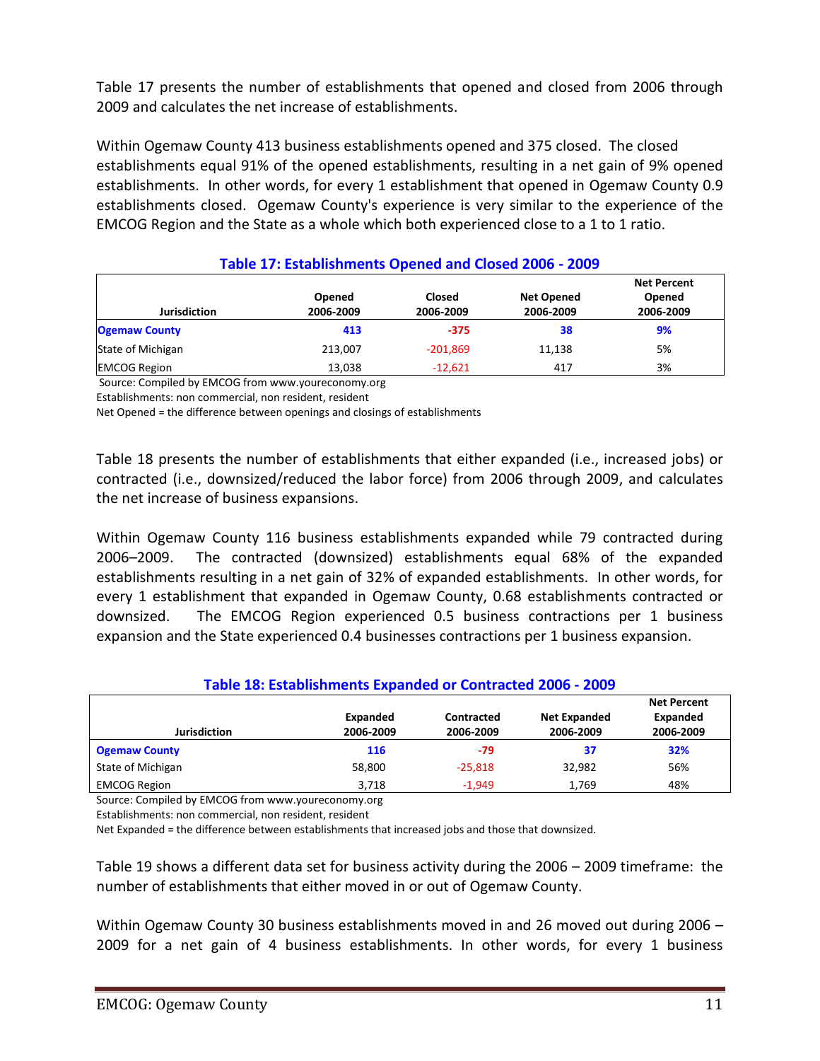Table 17 presents the number of establishments that opened and closed from 2006 through 2009 and calculates the net increase of establishments.

Within Ogemaw County 413 business establishments opened and 375 closed. The closed establishments equal 91% of the opened establishments, resulting in a net gain of 9% opened establishments. In other words, for every 1 establishment that opened in Ogemaw County 0.9 establishments closed. Ogemaw County's experience is very similar to the experience of the EMCOG Region and the State as a whole which both experienced close to a 1 to 1 ratio.

### Table 17: Establishments Opened and Closed 2006 - 2009

| Jurisdiction | Opened 2006-2009 | Closed 2006-2009 | Net Opened 2006-2009 | Net Percent Opened 2006-2009 |
|---|---|---|---|---|
| **Ogemaw County** | **413** | **-375** | **38** | **9%** |
| State of Michigan | 213,007 | -201,869 | 11,138 | 5% |
| EMCOG Region | 13,038 | -12,621 | 417 | 3% |

Source: Compiled by EMCOG from www.youreconomy.org
Establishments: non commercial, non resident, resident
Net Opened = the difference between openings and closings of establishments

Table 18 presents the number of establishments that either expanded (i.e., increased jobs) or contracted (i.e., downsized/reduced the labor force) from 2006 through 2009, and calculates the net increase of business expansions.

Within Ogemaw County 116 business establishments expanded while 79 contracted during 2006–2009. The contracted (downsized) establishments equal 68% of the expanded establishments resulting in a net gain of 32% of expanded establishments. In other words, for every 1 establishment that expanded in Ogemaw County, 0.68 establishments contracted or downsized. The EMCOG Region experienced 0.5 business contractions per 1 business expansion and the State experienced 0.4 businesses contractions per 1 business expansion.

### Table 18: Establishments Expanded or Contracted 2006 - 2009

| Jurisdiction | Expanded 2006-2009 | Contracted 2006-2009 | Net Expanded 2006-2009 | Net Percent Expanded 2006-2009 |
|---|---|---|---|---|
| **Ogemaw County** | **116** | **-79** | **37** | **32%** |
| State of Michigan | 58,800 | -25,818 | 32,982 | 56% |
| EMCOG Region | 3,718 | -1,949 | 1,769 | 48% |

Source: Compiled by EMCOG from www.youreconomy.org
Establishments: non commercial, non resident, resident
Net Expanded = the difference between establishments that increased jobs and those that downsized.

Table 19 shows a different data set for business activity during the 2006 – 2009 timeframe: the number of establishments that either moved in or out of Ogemaw County.

Within Ogemaw County 30 business establishments moved in and 26 moved out during 2006 – 2009 for a net gain of 4 business establishments. In other words, for every 1 business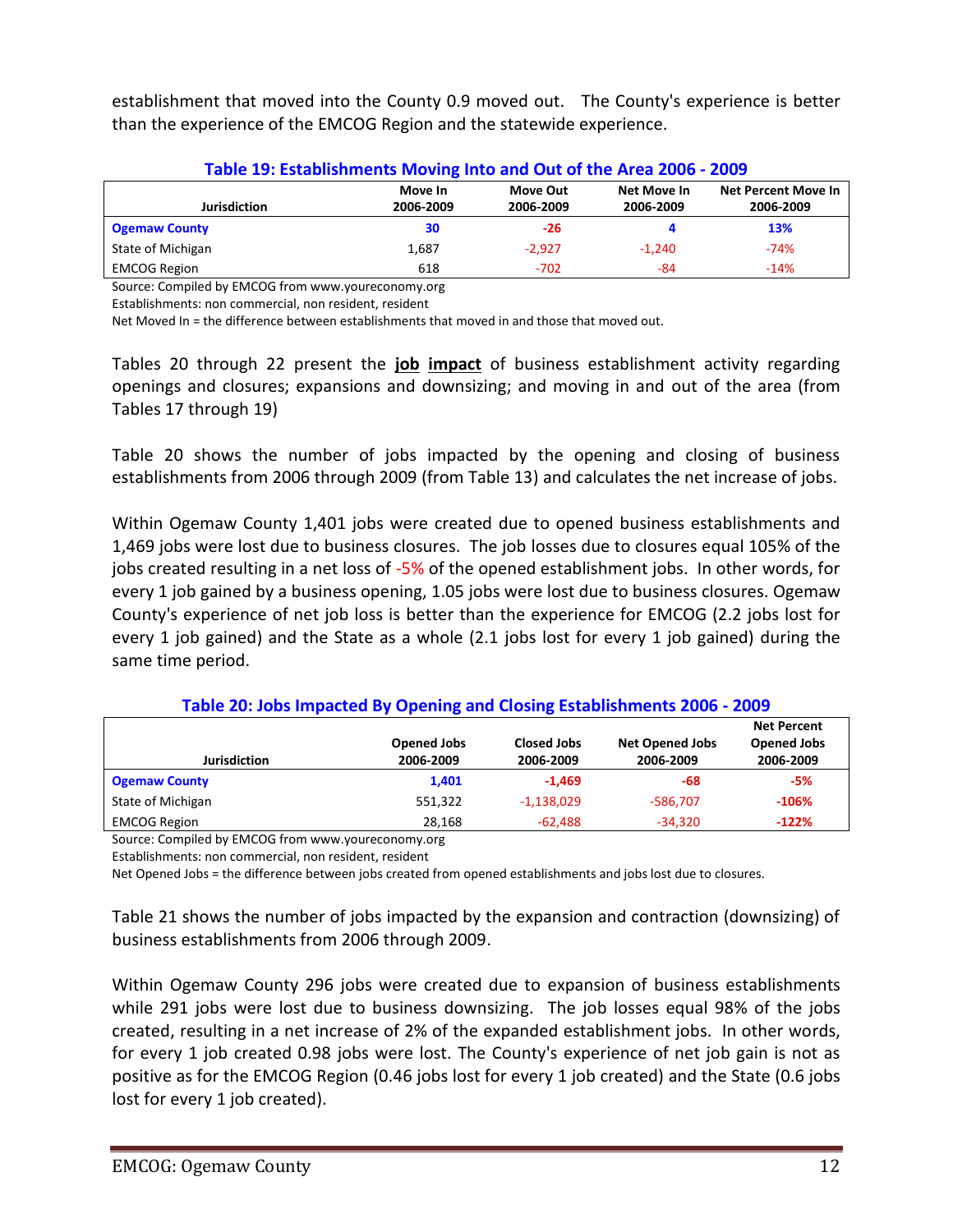establishment that moved into the County 0.9 moved out. The County's experience is better than the experience of the EMCOG Region and the statewide experience.

### Table 19: Establishments Moving Into and Out of the Area 2006 - 2009

| Jurisdiction | Move In 2006-2009 | Move Out 2006-2009 | Net Move In 2006-2009 | Net Percent Move In 2006-2009 |
|---|---|---|---|---|
| **Ogemaw County** | **30** | **-26** | **4** | **13%** |
| State of Michigan | 1,687 | -2,927 | -1,240 | -74% |
| EMCOG Region | 618 | -702 | -84 | -14% |

Source: Compiled by EMCOG from www.youreconomy.org
Establishments: non commercial, non resident, resident
Net Moved In = the difference between establishments that moved in and those that moved out.

Tables 20 through 22 present the **job impact** of business establishment activity regarding openings and closures; expansions and downsizing; and moving in and out of the area (from Tables 17 through 19)

Table 20 shows the number of jobs impacted by the opening and closing of business establishments from 2006 through 2009 (from Table 13) and calculates the net increase of jobs.

Within Ogemaw County 1,401 jobs were created due to opened business establishments and 1,469 jobs were lost due to business closures. The job losses due to closures equal 105% of the jobs created resulting in a net loss of -5% of the opened establishment jobs. In other words, for every 1 job gained by a business opening, 1.05 jobs were lost due to business closures. Ogemaw County's experience of net job loss is better than the experience for EMCOG (2.2 jobs lost for every 1 job gained) and the State as a whole (2.1 jobs lost for every 1 job gained) during the same time period.

### Table 20: Jobs Impacted By Opening and Closing Establishments 2006 - 2009

| Jurisdiction | Opened Jobs 2006-2009 | Closed Jobs 2006-2009 | Net Opened Jobs 2006-2009 | Net Percent Opened Jobs 2006-2009 |
|---|---|---|---|---|
| **Ogemaw County** | **1,401** | **-1,469** | **-68** | **-5%** |
| State of Michigan | 551,322 | -1,138,029 | -586,707 | **-106%** |
| EMCOG Region | 28,168 | -62,488 | -34,320 | **-122%** |

Source: Compiled by EMCOG from www.youreconomy.org
Establishments: non commercial, non resident, resident
Net Opened Jobs = the difference between jobs created from opened establishments and jobs lost due to closures.

Table 21 shows the number of jobs impacted by the expansion and contraction (downsizing) of business establishments from 2006 through 2009.

Within Ogemaw County 296 jobs were created due to expansion of business establishments while 291 jobs were lost due to business downsizing. The job losses equal 98% of the jobs created, resulting in a net increase of 2% of the expanded establishment jobs. In other words, for every 1 job created 0.98 jobs were lost. The County's experience of net job gain is not as positive as for the EMCOG Region (0.46 jobs lost for every 1 job created) and the State (0.6 jobs lost for every 1 job created).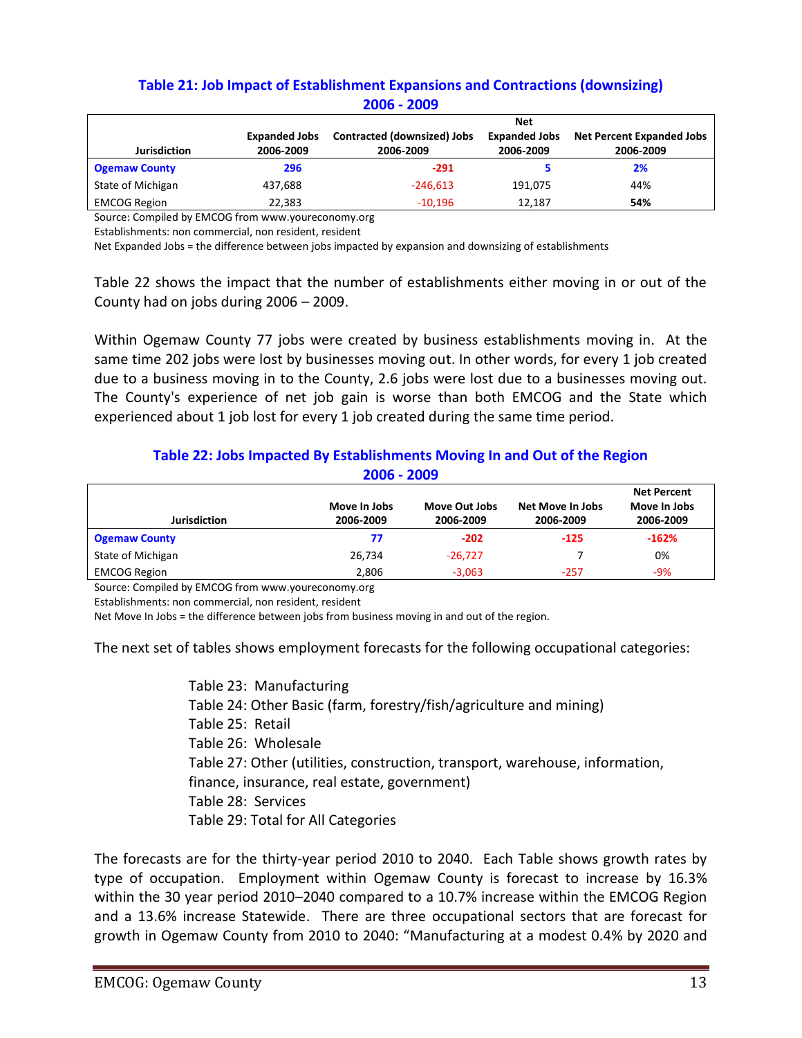### Table 21: Job Impact of Establishment Expansions and Contractions (downsizing) 2006 - 2009

| Jurisdiction | Expanded Jobs 2006-2009 | Contracted (downsized) Jobs 2006-2009 | Net Expanded Jobs 2006-2009 | Net Percent Expanded Jobs 2006-2009 |
|---|---|---|---|---|
| **Ogemaw County** | **296** | **-291** | **5** | **2%** |
| State of Michigan | 437,688 | -246,613 | 191,075 | 44% |
| EMCOG Region | 22,383 | -10,196 | 12,187 | **54%** |

Source: Compiled by EMCOG from www.youreconomy.org
Establishments: non commercial, non resident, resident
Net Expanded Jobs = the difference between jobs impacted by expansion and downsizing of establishments

Table 22 shows the impact that the number of establishments either moving in or out of the County had on jobs during 2006 – 2009.

Within Ogemaw County 77 jobs were created by business establishments moving in. At the same time 202 jobs were lost by businesses moving out. In other words, for every 1 job created due to a business moving in to the County, 2.6 jobs were lost due to a businesses moving out. The County's experience of net job gain is worse than both EMCOG and the State which experienced about 1 job lost for every 1 job created during the same time period.

### Table 22: Jobs Impacted By Establishments Moving In and Out of the Region 2006 - 2009

| Jurisdiction | Move In Jobs 2006-2009 | Move Out Jobs 2006-2009 | Net Move In Jobs 2006-2009 | Net Percent Move In Jobs 2006-2009 |
|---|---|---|---|---|
| **Ogemaw County** | **77** | **-202** | **-125** | **-162%** |
| State of Michigan | 26,734 | -26,727 | 7 | 0% |
| EMCOG Region | 2,806 | -3,063 | -257 | -9% |

Source: Compiled by EMCOG from www.youreconomy.org
Establishments: non commercial, non resident, resident
Net Move In Jobs = the difference between jobs from business moving in and out of the region.

The next set of tables shows employment forecasts for the following occupational categories:

Table 23: Manufacturing
Table 24: Other Basic (farm, forestry/fish/agriculture and mining)
Table 25: Retail
Table 26: Wholesale
Table 27: Other (utilities, construction, transport, warehouse, information, finance, insurance, real estate, government)
Table 28: Services
Table 29: Total for All Categories

The forecasts are for the thirty-year period 2010 to 2040. Each Table shows growth rates by type of occupation. Employment within Ogemaw County is forecast to increase by 16.3% within the 30 year period 2010–2040 compared to a 10.7% increase within the EMCOG Region and a 13.6% increase Statewide. There are three occupational sectors that are forecast for growth in Ogemaw County from 2010 to 2040: "Manufacturing at a modest 0.4% by 2020 and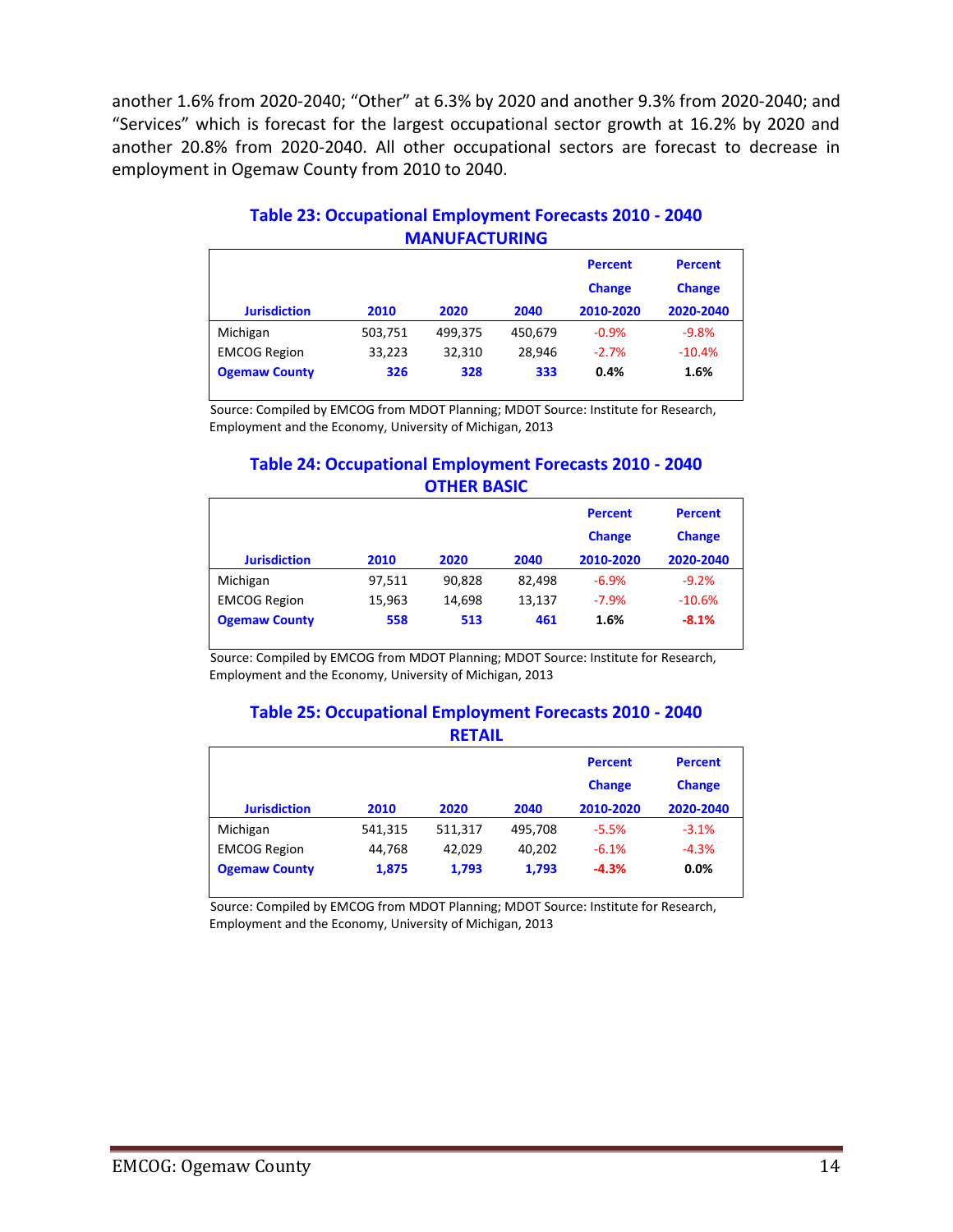another 1.6% from 2020-2040; "Other" at 6.3% by 2020 and another 9.3% from 2020-2040; and "Services" which is forecast for the largest occupational sector growth at 16.2% by 2020 and another 20.8% from 2020-2040. All other occupational sectors are forecast to decrease in employment in Ogemaw County from 2010 to 2040.

### Table 23: Occupational Employment Forecasts 2010 - 2040
### MANUFACTURING

| Jurisdiction | 2010 | 2020 | 2040 | Percent Change 2010-2020 | Percent Change 2020-2040 |
|---|---|---|---|---|---|
| Michigan | 503,751 | 499,375 | 450,679 | -0.9% | -9.8% |
| EMCOG Region | 33,223 | 32,310 | 28,946 | -2.7% | -10.4% |
| **Ogemaw County** | **326** | **328** | **333** | **0.4%** | **1.6%** |

Source: Compiled by EMCOG from MDOT Planning; MDOT Source: Institute for Research, Employment and the Economy, University of Michigan, 2013

### Table 24: Occupational Employment Forecasts 2010 - 2040
### OTHER BASIC

| Jurisdiction | 2010 | 2020 | 2040 | Percent Change 2010-2020 | Percent Change 2020-2040 |
|---|---|---|---|---|---|
| Michigan | 97,511 | 90,828 | 82,498 | -6.9% | -9.2% |
| EMCOG Region | 15,963 | 14,698 | 13,137 | -7.9% | -10.6% |
| **Ogemaw County** | **558** | **513** | **461** | **1.6%** | **-8.1%** |

Source: Compiled by EMCOG from MDOT Planning; MDOT Source: Institute for Research, Employment and the Economy, University of Michigan, 2013

### Table 25: Occupational Employment Forecasts 2010 - 2040
### RETAIL

| Jurisdiction | 2010 | 2020 | 2040 | Percent Change 2010-2020 | Percent Change 2020-2040 |
|---|---|---|---|---|---|
| Michigan | 541,315 | 511,317 | 495,708 | -5.5% | -3.1% |
| EMCOG Region | 44,768 | 42,029 | 40,202 | -6.1% | -4.3% |
| **Ogemaw County** | **1,875** | **1,793** | **1,793** | **-4.3%** | **0.0%** |

Source: Compiled by EMCOG from MDOT Planning; MDOT Source: Institute for Research, Employment and the Economy, University of Michigan, 2013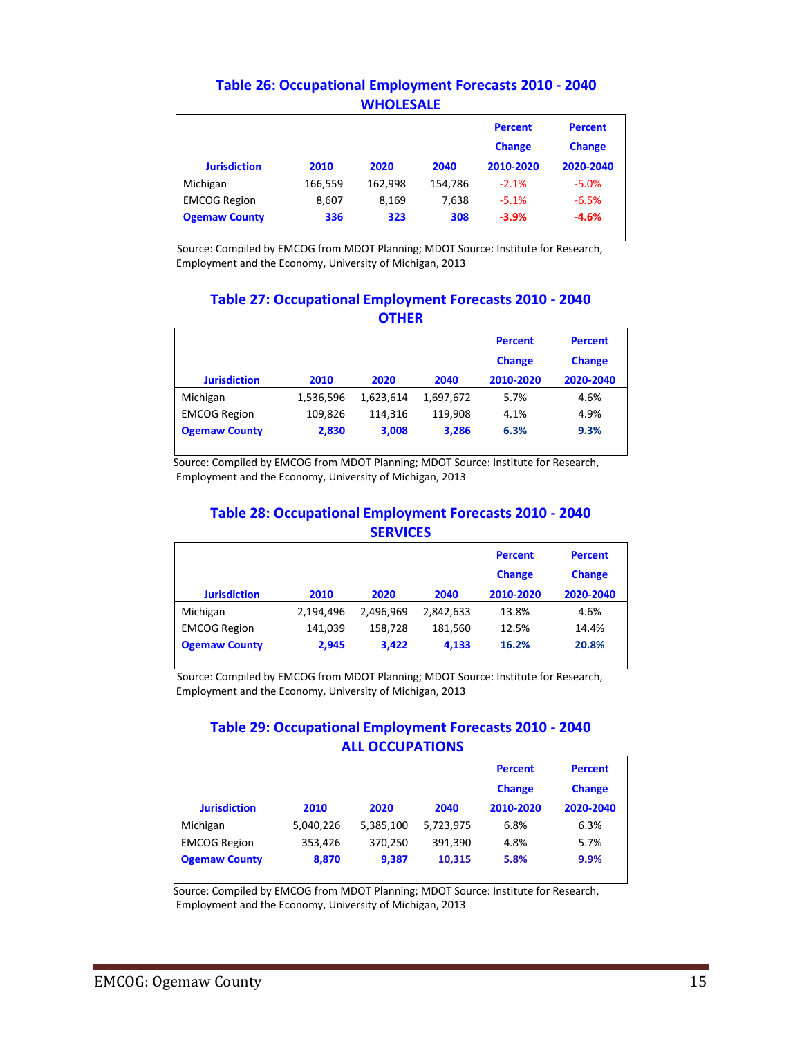## Table 26: Occupational Employment Forecasts 2010 - 2040
### WHOLESALE

| Jurisdiction | 2010 | 2020 | 2040 | Percent Change 2010-2020 | Percent Change 2020-2040 |
|---|---|---|---|---|---|
| Michigan | 166,559 | 162,998 | 154,786 | -2.1% | -5.0% |
| EMCOG Region | 8,607 | 8,169 | 7,638 | -5.1% | -6.5% |
| **Ogemaw County** | **336** | **323** | **308** | **-3.9%** | **-4.6%** |

Source: Compiled by EMCOG from MDOT Planning; MDOT Source: Institute for Research, Employment and the Economy, University of Michigan, 2013

## Table 27: Occupational Employment Forecasts 2010 - 2040
### OTHER

| Jurisdiction | 2010 | 2020 | 2040 | Percent Change 2010-2020 | Percent Change 2020-2040 |
|---|---|---|---|---|---|
| Michigan | 1,536,596 | 1,623,614 | 1,697,672 | 5.7% | 4.6% |
| EMCOG Region | 109,826 | 114,316 | 119,908 | 4.1% | 4.9% |
| **Ogemaw County** | **2,830** | **3,008** | **3,286** | **6.3%** | **9.3%** |

Source: Compiled by EMCOG from MDOT Planning; MDOT Source: Institute for Research, Employment and the Economy, University of Michigan, 2013

## Table 28: Occupational Employment Forecasts 2010 - 2040
### SERVICES

| Jurisdiction | 2010 | 2020 | 2040 | Percent Change 2010-2020 | Percent Change 2020-2040 |
|---|---|---|---|---|---|
| Michigan | 2,194,496 | 2,496,969 | 2,842,633 | 13.8% | 4.6% |
| EMCOG Region | 141,039 | 158,728 | 181,560 | 12.5% | 14.4% |
| **Ogemaw County** | **2,945** | **3,422** | **4,133** | **16.2%** | **20.8%** |

Source: Compiled by EMCOG from MDOT Planning; MDOT Source: Institute for Research, Employment and the Economy, University of Michigan, 2013

## Table 29: Occupational Employment Forecasts 2010 - 2040
### ALL OCCUPATIONS

| Jurisdiction | 2010 | 2020 | 2040 | Percent Change 2010-2020 | Percent Change 2020-2040 |
|---|---|---|---|---|---|
| Michigan | 5,040,226 | 5,385,100 | 5,723,975 | 6.8% | 6.3% |
| EMCOG Region | 353,426 | 370,250 | 391,390 | 4.8% | 5.7% |
| **Ogemaw County** | **8,870** | **9,387** | **10,315** | **5.8%** | **9.9%** |

Source: Compiled by EMCOG from MDOT Planning; MDOT Source: Institute for Research, Employment and the Economy, University of Michigan, 2013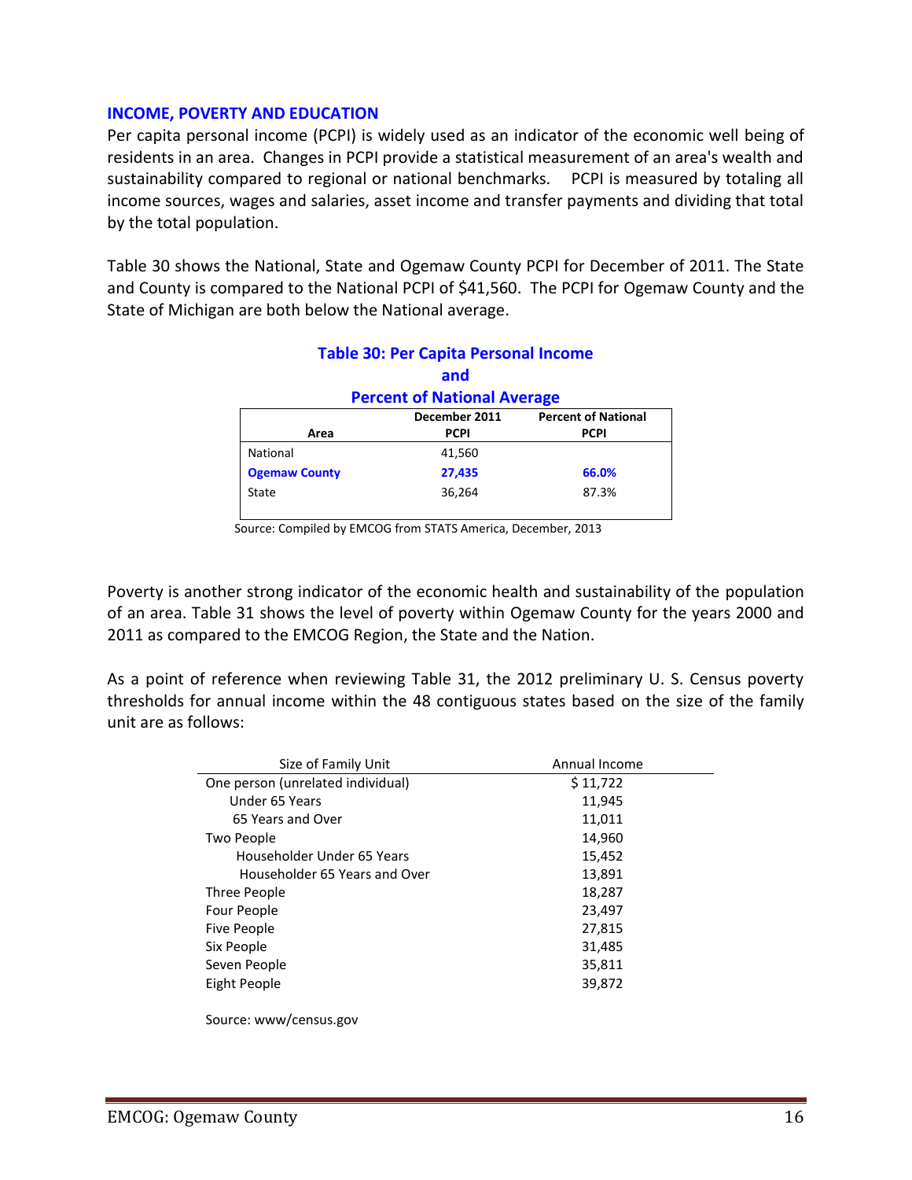## INCOME, POVERTY AND EDUCATION

Per capita personal income (PCPI) is widely used as an indicator of the economic well being of residents in an area. Changes in PCPI provide a statistical measurement of an area's wealth and sustainability compared to regional or national benchmarks. PCPI is measured by totaling all income sources, wages and salaries, asset income and transfer payments and dividing that total by the total population.

Table 30 shows the National, State and Ogemaw County PCPI for December of 2011. The State and County is compared to the National PCPI of $41,560. The PCPI for Ogemaw County and the State of Michigan are both below the National average.

**Table 30: Per Capita Personal Income and Percent of National Average**

| Area | December 2011 PCPI | Percent of National PCPI |
|---|---|---|
| National | 41,560 | |
| **Ogemaw County** | **27,435** | **66.0%** |
| State | 36,264 | 87.3% |

Source: Compiled by EMCOG from STATS America, December, 2013

Poverty is another strong indicator of the economic health and sustainability of the population of an area. Table 31 shows the level of poverty within Ogemaw County for the years 2000 and 2011 as compared to the EMCOG Region, the State and the Nation.

As a point of reference when reviewing Table 31, the 2012 preliminary U. S. Census poverty thresholds for annual income within the 48 contiguous states based on the size of the family unit are as follows:

| Size of Family Unit | Annual Income |
|---|---|
| One person (unrelated individual) | $ 11,722 |
| Under 65 Years | 11,945 |
| 65 Years and Over | 11,011 |
| Two People | 14,960 |
| Householder Under 65 Years | 15,452 |
| Householder 65 Years and Over | 13,891 |
| Three People | 18,287 |
| Four People | 23,497 |
| Five People | 27,815 |
| Six People | 31,485 |
| Seven People | 35,811 |
| Eight People | 39,872 |

Source: www/census.gov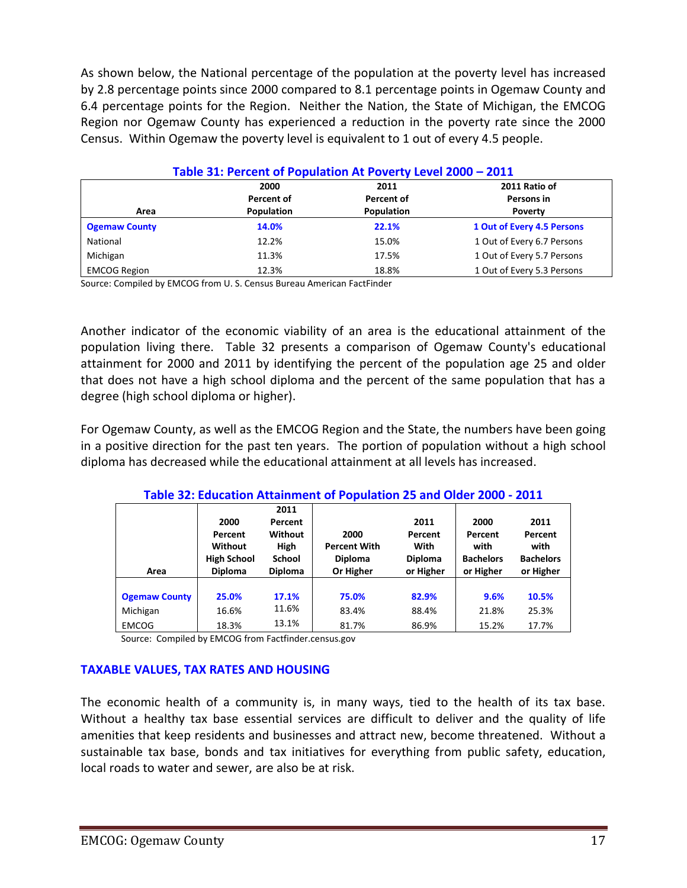As shown below, the National percentage of the population at the poverty level has increased by 2.8 percentage points since 2000 compared to 8.1 percentage points in Ogemaw County and 6.4 percentage points for the Region. Neither the Nation, the State of Michigan, the EMCOG Region nor Ogemaw County has experienced a reduction in the poverty rate since the 2000 Census. Within Ogemaw the poverty level is equivalent to 1 out of every 4.5 people.

**Table 31: Percent of Population At Poverty Level 2000 – 2011**

| Area | 2000 Percent of Population | 2011 Percent of Population | 2011 Ratio of Persons in Poverty |
|---|---|---|---|
| **Ogemaw County** | **14.0%** | **22.1%** | **1 Out of Every 4.5 Persons** |
| National | 12.2% | 15.0% | 1 Out of Every 6.7 Persons |
| Michigan | 11.3% | 17.5% | 1 Out of Every 5.7 Persons |
| EMCOG Region | 12.3% | 18.8% | 1 Out of Every 5.3 Persons |

Source: Compiled by EMCOG from U. S. Census Bureau American FactFinder

Another indicator of the economic viability of an area is the educational attainment of the population living there. Table 32 presents a comparison of Ogemaw County's educational attainment for 2000 and 2011 by identifying the percent of the population age 25 and older that does not have a high school diploma and the percent of the same population that has a degree (high school diploma or higher).

For Ogemaw County, as well as the EMCOG Region and the State, the numbers have been going in a positive direction for the past ten years. The portion of population without a high school diploma has decreased while the educational attainment at all levels has increased.

**Table 32: Education Attainment of Population 25 and Older 2000 - 2011**

| Area | 2000 Percent Without High School Diploma | 2011 Percent Without High School Diploma | 2000 Percent With Diploma Or Higher | 2011 Percent With Diploma or Higher | 2000 Percent with Bachelors or Higher | 2011 Percent with Bachelors or Higher |
|---|---|---|---|---|---|---|
| **Ogemaw County** | **25.0%** | **17.1%** | **75.0%** | **82.9%** | **9.6%** | **10.5%** |
| Michigan | 16.6% | 11.6% | 83.4% | 88.4% | 21.8% | 25.3% |
| EMCOG | 18.3% | 13.1% | 81.7% | 86.9% | 15.2% | 17.7% |

Source: Compiled by EMCOG from Factfinder.census.gov

## TAXABLE VALUES, TAX RATES AND HOUSING

The economic health of a community is, in many ways, tied to the health of its tax base. Without a healthy tax base essential services are difficult to deliver and the quality of life amenities that keep residents and businesses and attract new, become threatened. Without a sustainable tax base, bonds and tax initiatives for everything from public safety, education, local roads to water and sewer, are also be at risk.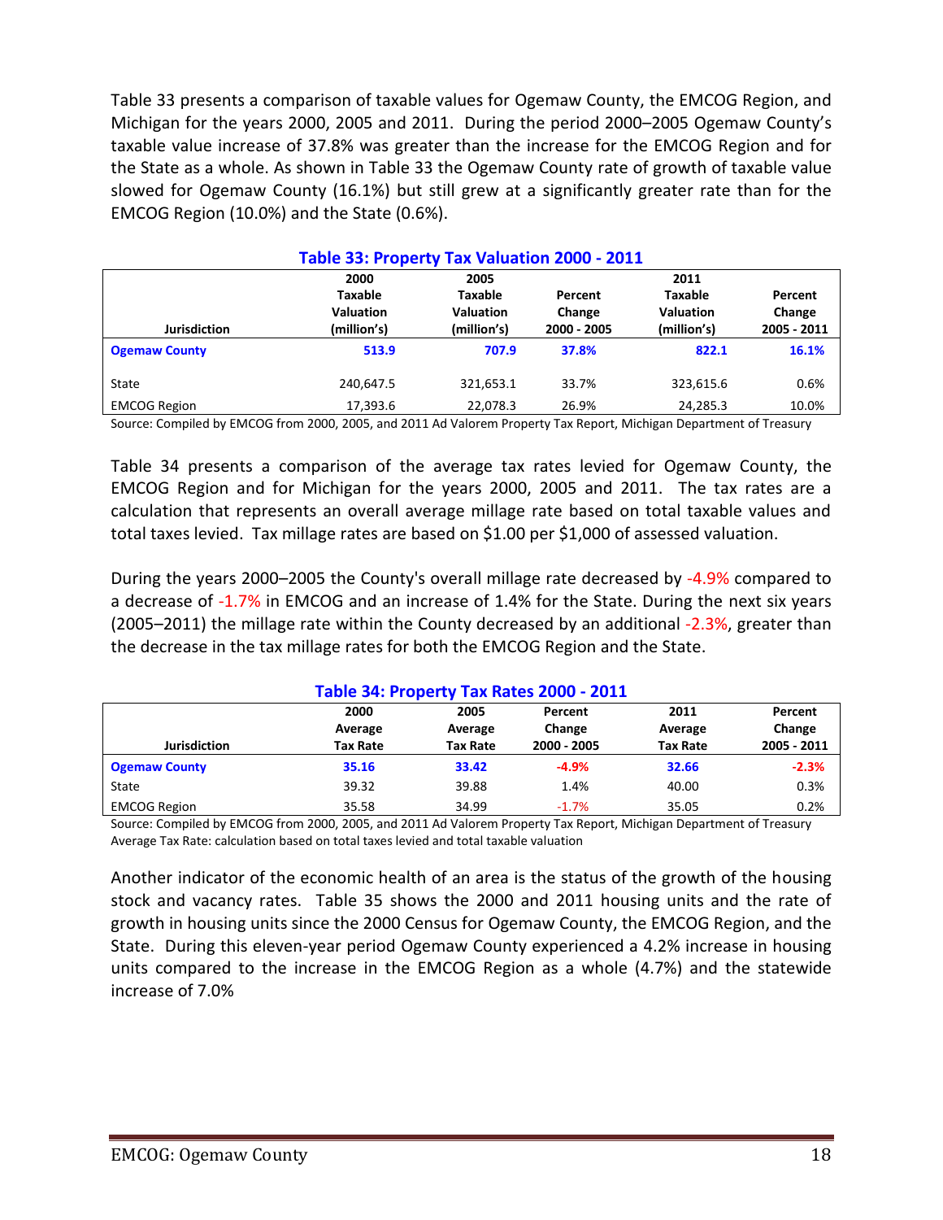Table 33 presents a comparison of taxable values for Ogemaw County, the EMCOG Region, and Michigan for the years 2000, 2005 and 2011. During the period 2000–2005 Ogemaw County's taxable value increase of 37.8% was greater than the increase for the EMCOG Region and for the State as a whole. As shown in Table 33 the Ogemaw County rate of growth of taxable value slowed for Ogemaw County (16.1%) but still grew at a significantly greater rate than for the EMCOG Region (10.0%) and the State (0.6%).

**Table 33: Property Tax Valuation 2000 - 2011**

| Jurisdiction | 2000 Taxable Valuation (million's) | 2005 Taxable Valuation (million's) | Percent Change 2000 - 2005 | 2011 Taxable Valuation (million's) | Percent Change 2005 - 2011 |
|---|---|---|---|---|---|
| **Ogemaw County** | **513.9** | **707.9** | **37.8%** | **822.1** | **16.1%** |
| State | 240,647.5 | 321,653.1 | 33.7% | 323,615.6 | 0.6% |
| EMCOG Region | 17,393.6 | 22,078.3 | 26.9% | 24,285.3 | 10.0% |

Source: Compiled by EMCOG from 2000, 2005, and 2011 Ad Valorem Property Tax Report, Michigan Department of Treasury

Table 34 presents a comparison of the average tax rates levied for Ogemaw County, the EMCOG Region and for Michigan for the years 2000, 2005 and 2011. The tax rates are a calculation that represents an overall average millage rate based on total taxable values and total taxes levied. Tax millage rates are based on $1.00 per $1,000 of assessed valuation.

During the years 2000–2005 the County's overall millage rate decreased by -4.9% compared to a decrease of -1.7% in EMCOG and an increase of 1.4% for the State. During the next six years (2005–2011) the millage rate within the County decreased by an additional -2.3%, greater than the decrease in the tax millage rates for both the EMCOG Region and the State.

**Table 34: Property Tax Rates 2000 - 2011**

| Jurisdiction | 2000 Average Tax Rate | 2005 Average Tax Rate | Percent Change 2000 - 2005 | 2011 Average Tax Rate | Percent Change 2005 - 2011 |
|---|---|---|---|---|---|
| **Ogemaw County** | **35.16** | **33.42** | **-4.9%** | **32.66** | **-2.3%** |
| State | 39.32 | 39.88 | 1.4% | 40.00 | 0.3% |
| EMCOG Region | 35.58 | 34.99 | -1.7% | 35.05 | 0.2% |

Source: Compiled by EMCOG from 2000, 2005, and 2011 Ad Valorem Property Tax Report, Michigan Department of Treasury
Average Tax Rate: calculation based on total taxes levied and total taxable valuation

Another indicator of the economic health of an area is the status of the growth of the housing stock and vacancy rates. Table 35 shows the 2000 and 2011 housing units and the rate of growth in housing units since the 2000 Census for Ogemaw County, the EMCOG Region, and the State. During this eleven-year period Ogemaw County experienced a 4.2% increase in housing units compared to the increase in the EMCOG Region as a whole (4.7%) and the statewide increase of 7.0%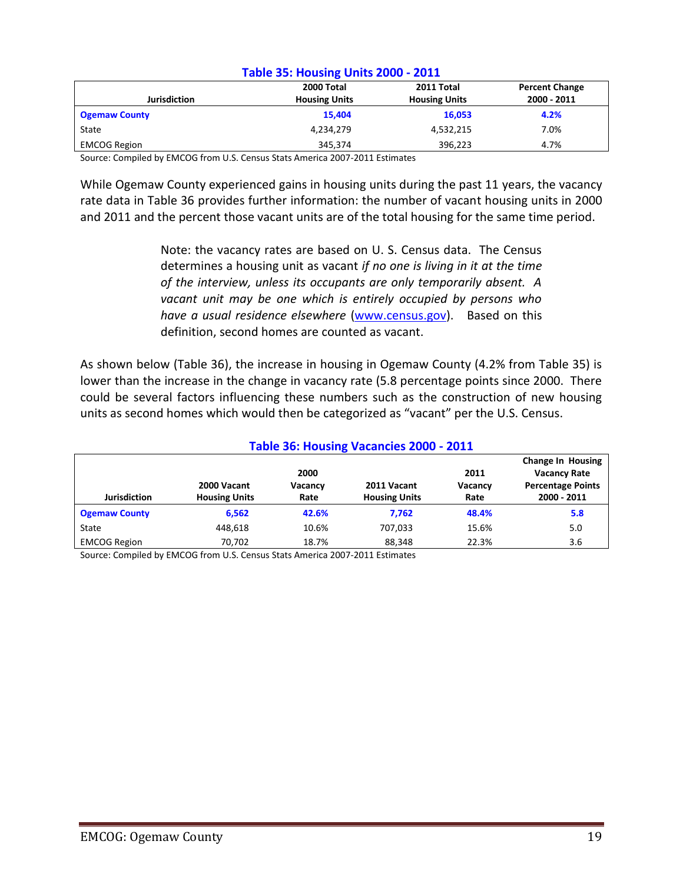### Table 35: Housing Units 2000 - 2011

| Jurisdiction | 2000 Total Housing Units | 2011 Total Housing Units | Percent Change 2000 - 2011 |
|---|---|---|---|
| **Ogemaw County** | **15,404** | **16,053** | **4.2%** |
| State | 4,234,279 | 4,532,215 | 7.0% |
| EMCOG Region | 345,374 | 396,223 | 4.7% |

Source: Compiled by EMCOG from U.S. Census Stats America 2007-2011 Estimates

While Ogemaw County experienced gains in housing units during the past 11 years, the vacancy rate data in Table 36 provides further information: the number of vacant housing units in 2000 and 2011 and the percent those vacant units are of the total housing for the same time period.

> Note: the vacancy rates are based on U. S. Census data. The Census determines a housing unit as vacant *if no one is living in it at the time of the interview, unless its occupants are only temporarily absent. A vacant unit may be one which is entirely occupied by persons who have a usual residence elsewhere* (www.census.gov). Based on this definition, second homes are counted as vacant.

As shown below (Table 36), the increase in housing in Ogemaw County (4.2% from Table 35) is lower than the increase in the change in vacancy rate (5.8 percentage points since 2000. There could be several factors influencing these numbers such as the construction of new housing units as second homes which would then be categorized as "vacant" per the U.S. Census.

### Table 36: Housing Vacancies 2000 - 2011

| Jurisdiction | 2000 Vacant Housing Units | 2000 Vacancy Rate | 2011 Vacant Housing Units | 2011 Vacancy Rate | Change In Housing Vacancy Rate Percentage Points 2000 - 2011 |
|---|---|---|---|---|---|
| **Ogemaw County** | **6,562** | **42.6%** | **7,762** | **48.4%** | **5.8** |
| State | 448,618 | 10.6% | 707,033 | 15.6% | 5.0 |
| EMCOG Region | 70,702 | 18.7% | 88,348 | 22.3% | 3.6 |

Source: Compiled by EMCOG from U.S. Census Stats America 2007-2011 Estimates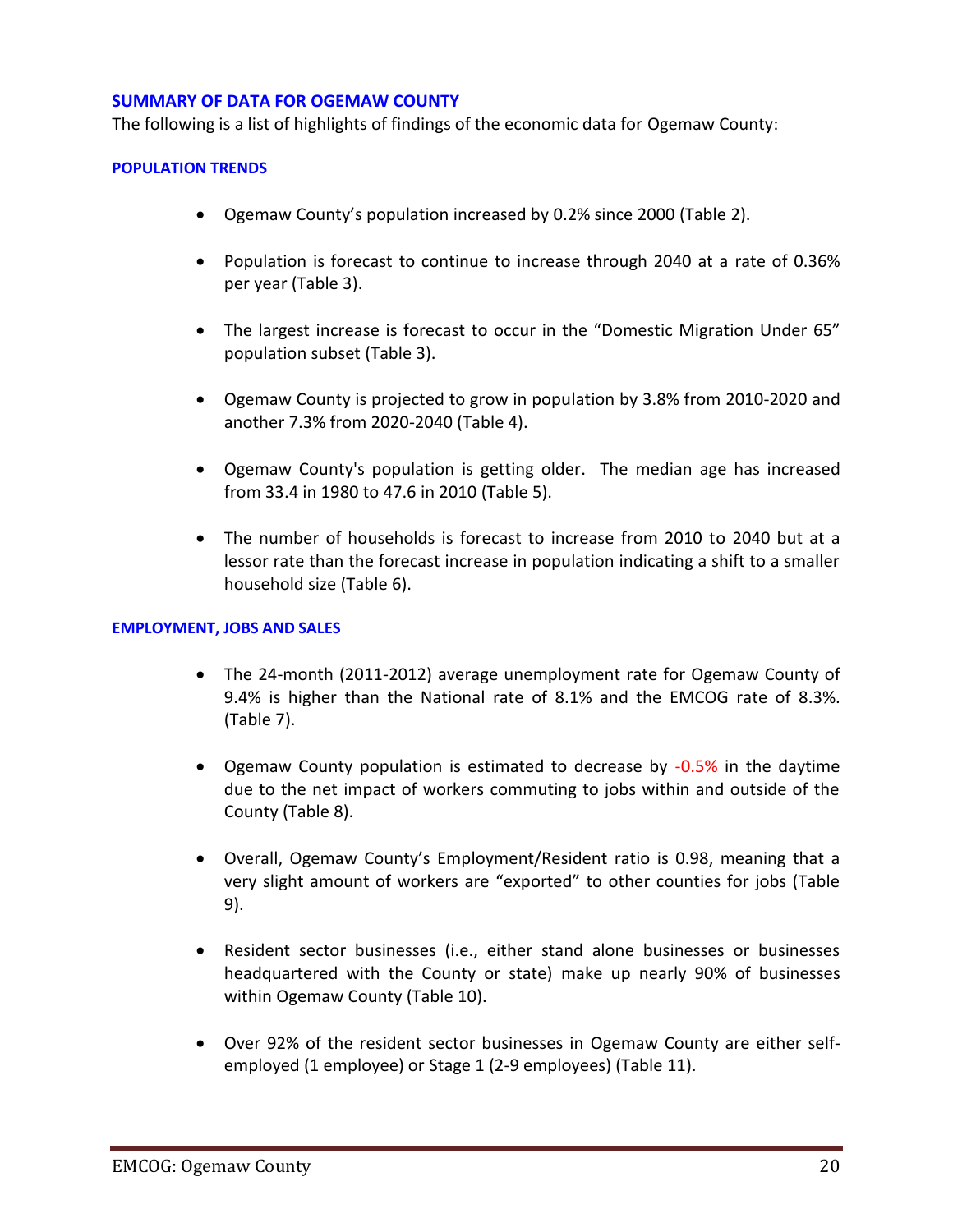## SUMMARY OF DATA FOR OGEMAW COUNTY

The following is a list of highlights of findings of the economic data for Ogemaw County:

### POPULATION TRENDS

- Ogemaw County's population increased by 0.2% since 2000 (Table 2).
- Population is forecast to continue to increase through 2040 at a rate of 0.36% per year (Table 3).
- The largest increase is forecast to occur in the "Domestic Migration Under 65" population subset (Table 3).
- Ogemaw County is projected to grow in population by 3.8% from 2010-2020 and another 7.3% from 2020-2040 (Table 4).
- Ogemaw County's population is getting older. The median age has increased from 33.4 in 1980 to 47.6 in 2010 (Table 5).
- The number of households is forecast to increase from 2010 to 2040 but at a lessor rate than the forecast increase in population indicating a shift to a smaller household size (Table 6).

### EMPLOYMENT, JOBS AND SALES

- The 24-month (2011-2012) average unemployment rate for Ogemaw County of 9.4% is higher than the National rate of 8.1% and the EMCOG rate of 8.3%. (Table 7).
- Ogemaw County population is estimated to decrease by -0.5% in the daytime due to the net impact of workers commuting to jobs within and outside of the County (Table 8).
- Overall, Ogemaw County's Employment/Resident ratio is 0.98, meaning that a very slight amount of workers are "exported" to other counties for jobs (Table 9).
- Resident sector businesses (i.e., either stand alone businesses or businesses headquartered with the County or state) make up nearly 90% of businesses within Ogemaw County (Table 10).
- Over 92% of the resident sector businesses in Ogemaw County are either self-employed (1 employee) or Stage 1 (2-9 employees) (Table 11).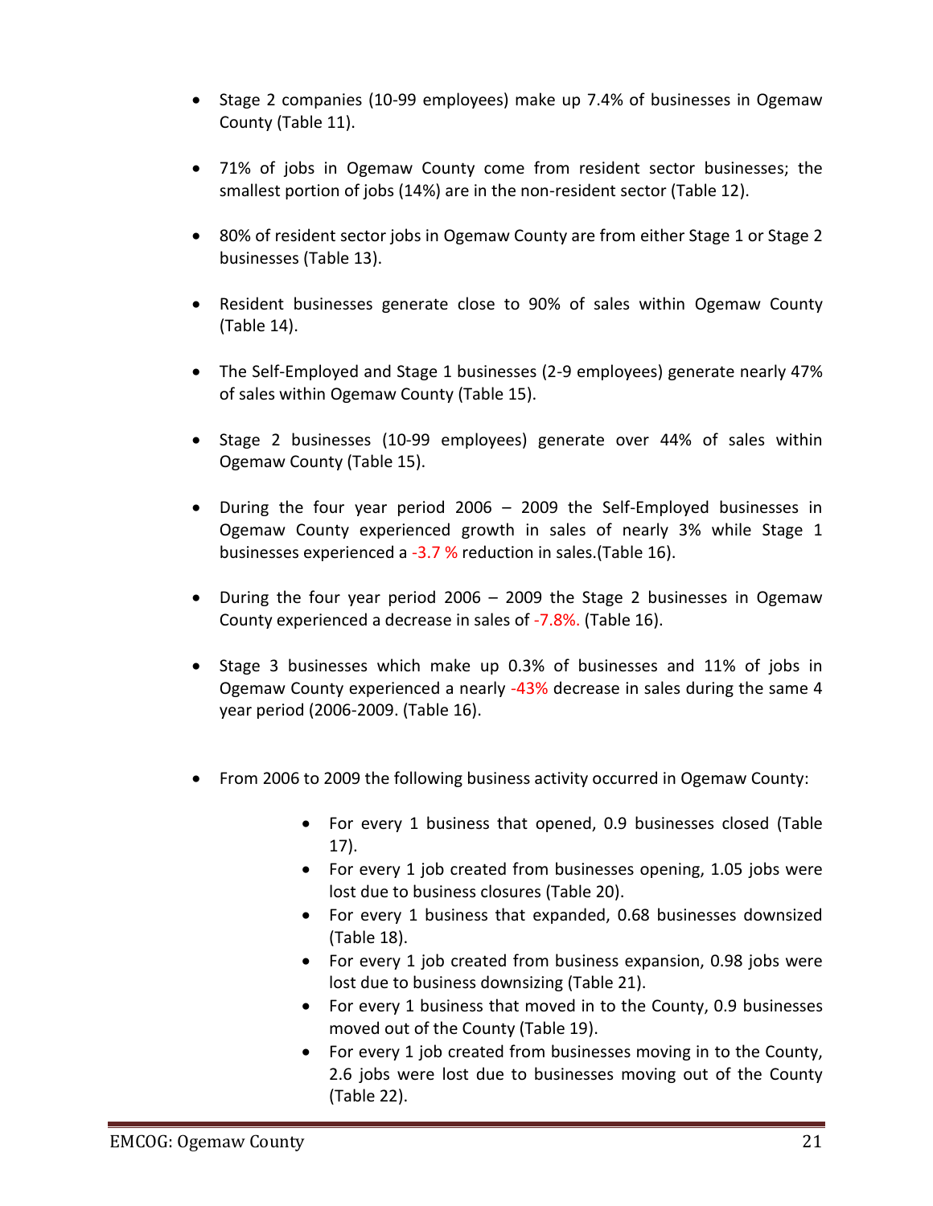- Stage 2 companies (10-99 employees) make up 7.4% of businesses in Ogemaw County (Table 11).

- 71% of jobs in Ogemaw County come from resident sector businesses; the smallest portion of jobs (14%) are in the non-resident sector (Table 12).

- 80% of resident sector jobs in Ogemaw County are from either Stage 1 or Stage 2 businesses (Table 13).

- Resident businesses generate close to 90% of sales within Ogemaw County (Table 14).

- The Self-Employed and Stage 1 businesses (2-9 employees) generate nearly 47% of sales within Ogemaw County (Table 15).

- Stage 2 businesses (10-99 employees) generate over 44% of sales within Ogemaw County (Table 15).

- During the four year period 2006 – 2009 the Self-Employed businesses in Ogemaw County experienced growth in sales of nearly 3% while Stage 1 businesses experienced a -3.7 % reduction in sales.(Table 16).

- During the four year period 2006 – 2009 the Stage 2 businesses in Ogemaw County experienced a decrease in sales of -7.8%. (Table 16).

- Stage 3 businesses which make up 0.3% of businesses and 11% of jobs in Ogemaw County experienced a nearly -43% decrease in sales during the same 4 year period (2006-2009. (Table 16).

- From 2006 to 2009 the following business activity occurred in Ogemaw County:
  - For every 1 business that opened, 0.9 businesses closed (Table 17).
  - For every 1 job created from businesses opening, 1.05 jobs were lost due to business closures (Table 20).
  - For every 1 business that expanded, 0.68 businesses downsized (Table 18).
  - For every 1 job created from business expansion, 0.98 jobs were lost due to business downsizing (Table 21).
  - For every 1 business that moved in to the County, 0.9 businesses moved out of the County (Table 19).
  - For every 1 job created from businesses moving in to the County, 2.6 jobs were lost due to businesses moving out of the County (Table 22).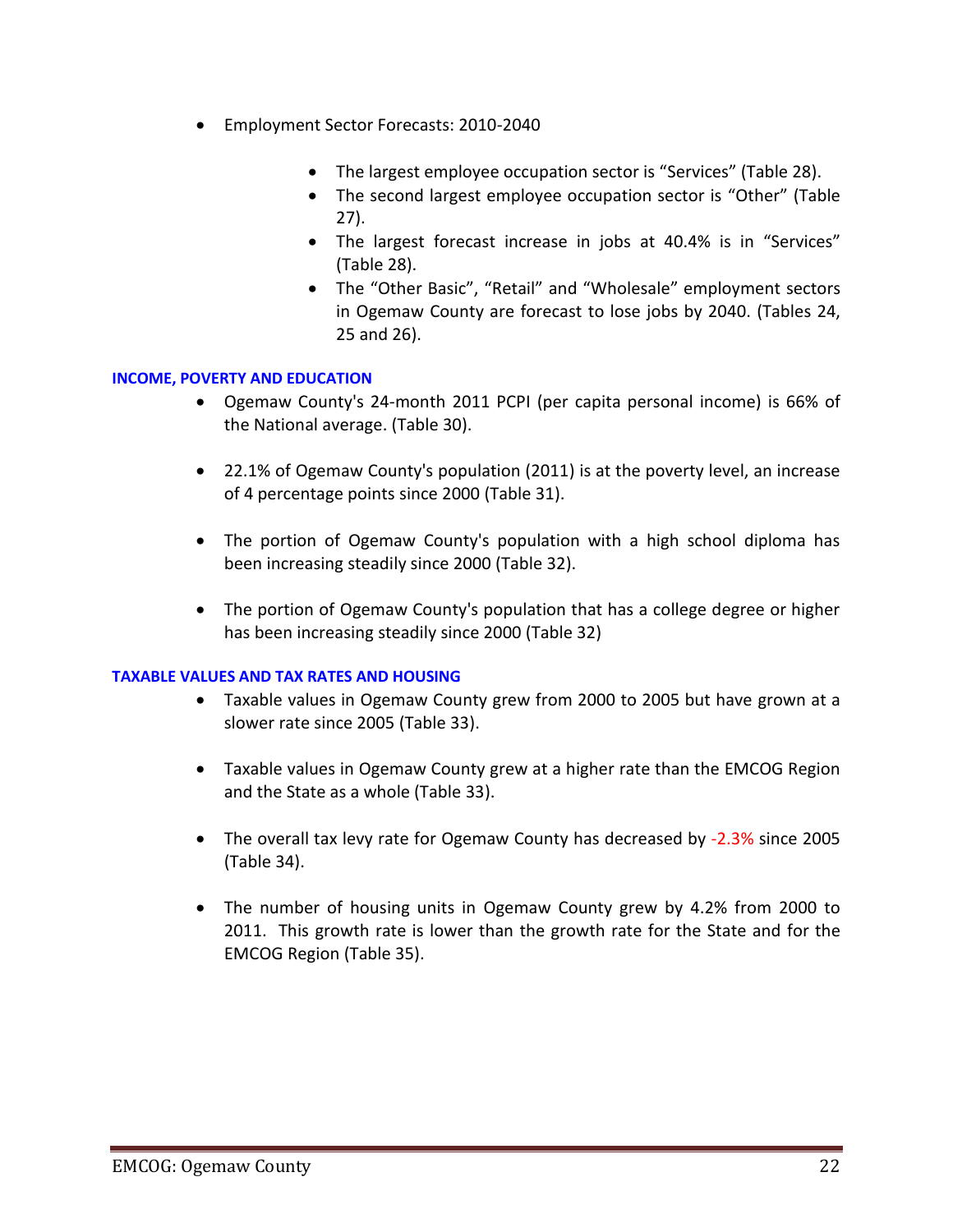- Employment Sector Forecasts: 2010-2040
    - The largest employee occupation sector is "Services" (Table 28).
    - The second largest employee occupation sector is "Other" (Table 27).
    - The largest forecast increase in jobs at 40.4% is in "Services" (Table 28).
    - The "Other Basic", "Retail" and "Wholesale" employment sectors in Ogemaw County are forecast to lose jobs by 2040. (Tables 24, 25 and 26).

**INCOME, POVERTY AND EDUCATION**

- Ogemaw County's 24-month 2011 PCPI (per capita personal income) is 66% of the National average. (Table 30).

- 22.1% of Ogemaw County's population (2011) is at the poverty level, an increase of 4 percentage points since 2000 (Table 31).

- The portion of Ogemaw County's population with a high school diploma has been increasing steadily since 2000 (Table 32).

- The portion of Ogemaw County's population that has a college degree or higher has been increasing steadily since 2000 (Table 32)

**TAXABLE VALUES AND TAX RATES AND HOUSING**

- Taxable values in Ogemaw County grew from 2000 to 2005 but have grown at a slower rate since 2005 (Table 33).

- Taxable values in Ogemaw County grew at a higher rate than the EMCOG Region and the State as a whole (Table 33).

- The overall tax levy rate for Ogemaw County has decreased by -2.3% since 2005 (Table 34).

- The number of housing units in Ogemaw County grew by 4.2% from 2000 to 2011. This growth rate is lower than the growth rate for the State and for the EMCOG Region (Table 35).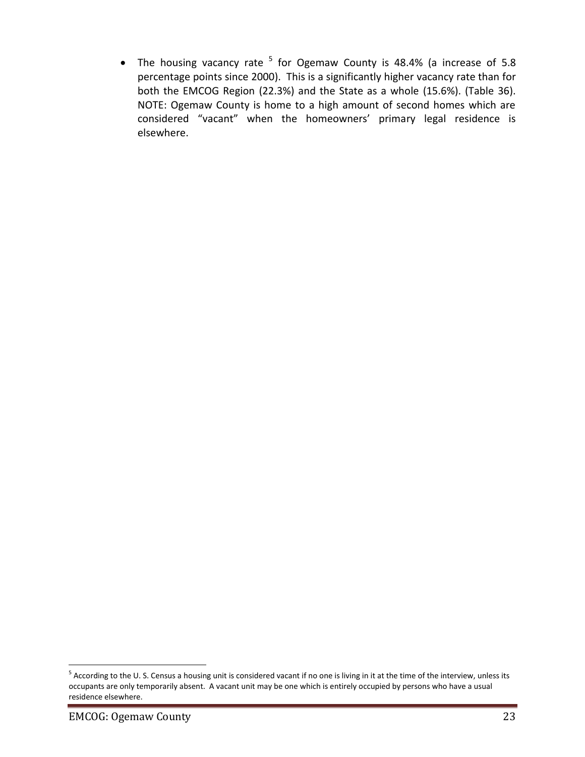- The housing vacancy rate [5] for Ogemaw County is 48.4% (a increase of 5.8 percentage points since 2000). This is a significantly higher vacancy rate than for both the EMCOG Region (22.3%) and the State as a whole (15.6%). (Table 36). NOTE: Ogemaw County is home to a high amount of second homes which are considered "vacant" when the homeowners' primary legal residence is elsewhere.

[5] According to the U. S. Census a housing unit is considered vacant if no one is living in it at the time of the interview, unless its occupants are only temporarily absent. A vacant unit may be one which is entirely occupied by persons who have a usual residence elsewhere.